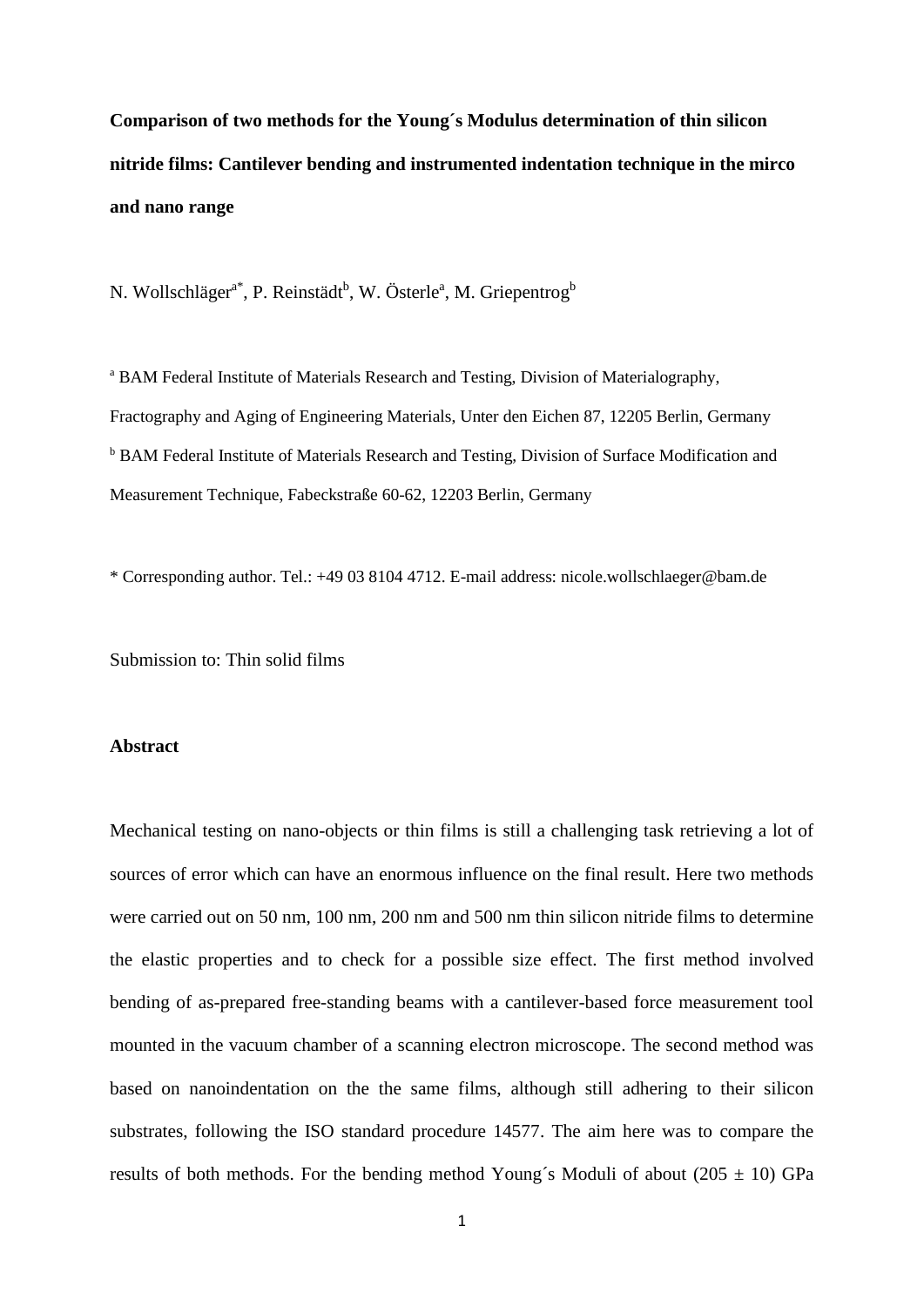**Comparison of two methods for the Young´s Modulus determination of thin silicon nitride films: Cantilever bending and instrumented indentation technique in the mirco and nano range**

N. Wollschläger[a*], P. Reinstädt[b], W. Österle[a], M. Griepentrog[b]

[a] BAM Federal Institute of Materials Research and Testing, Division of Materialography, Fractography and Aging of Engineering Materials, Unter den Eichen 87, 12205 Berlin, Germany

[b] BAM Federal Institute of Materials Research and Testing, Division of Surface Modification and Measurement Technique, Fabeckstraße 60-62, 12203 Berlin, Germany

* Corresponding author. Tel.: +49 03 8104 4712. E-mail address: nicole.wollschlaeger@bam.de

Submission to: Thin solid films

**Abstract**

Mechanical testing on nano-objects or thin films is still a challenging task retrieving a lot of sources of error which can have an enormous influence on the final result. Here two methods were carried out on 50 nm, 100 nm, 200 nm and 500 nm thin silicon nitride films to determine the elastic properties and to check for a possible size effect. The first method involved bending of as-prepared free-standing beams with a cantilever-based force measurement tool mounted in the vacuum chamber of a scanning electron microscope. The second method was based on nanoindentation on the the same films, although still adhering to their silicon substrates, following the ISO standard procedure 14577. The aim here was to compare the results of both methods. For the bending method Young´s Moduli of about (205 ± 10) GPa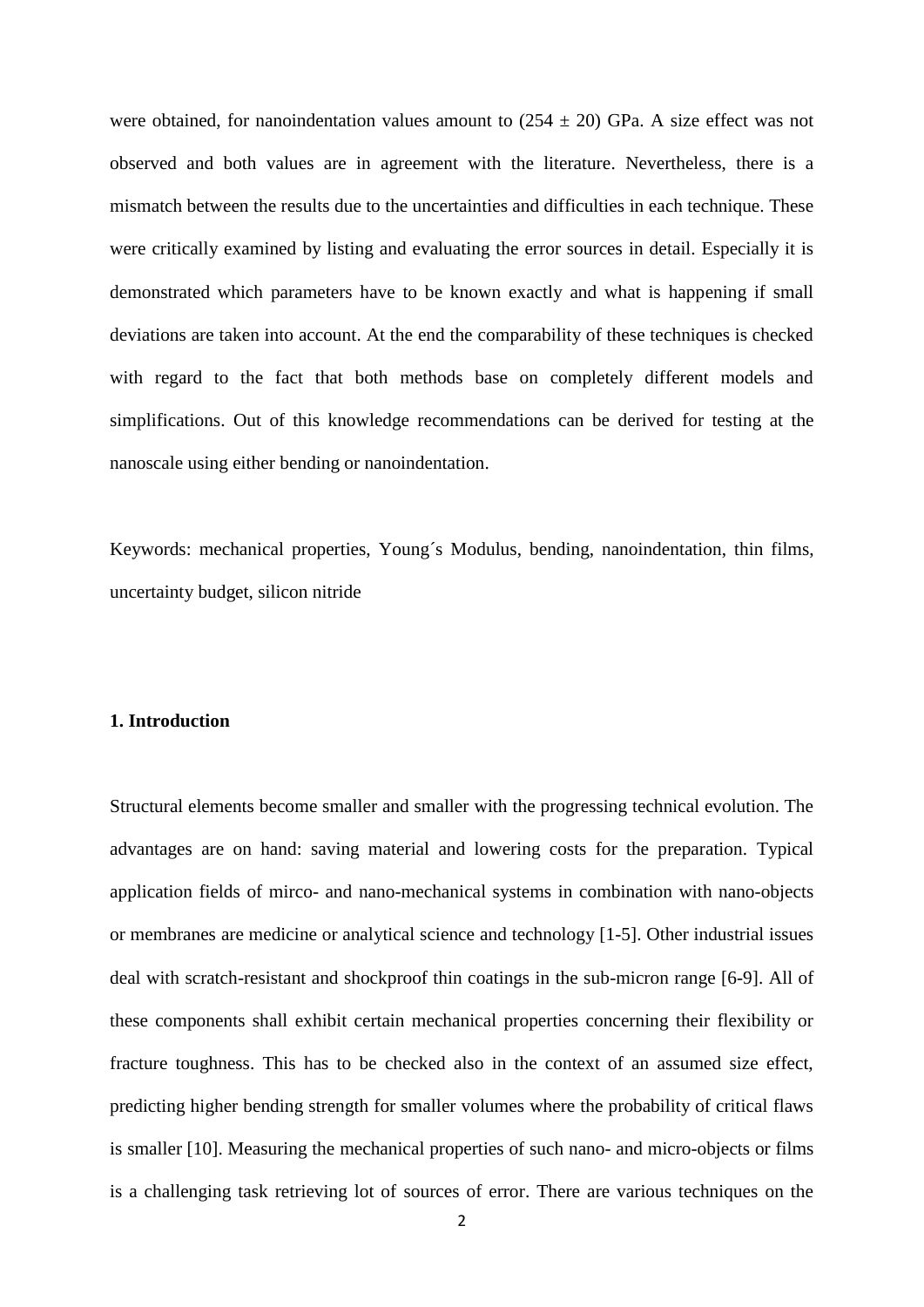were obtained, for nanoindentation values amount to $(254 \pm 20)$ GPa. A size effect was not observed and both values are in agreement with the literature. Nevertheless, there is a mismatch between the results due to the uncertainties and difficulties in each technique. These were critically examined by listing and evaluating the error sources in detail. Especially it is demonstrated which parameters have to be known exactly and what is happening if small deviations are taken into account. At the end the comparability of these techniques is checked with regard to the fact that both methods base on completely different models and simplifications. Out of this knowledge recommendations can be derived for testing at the nanoscale using either bending or nanoindentation.

Keywords: mechanical properties, Young´s Modulus, bending, nanoindentation, thin films, uncertainty budget, silicon nitride

**1. Introduction**

Structural elements become smaller and smaller with the progressing technical evolution. The advantages are on hand: saving material and lowering costs for the preparation. Typical application fields of mirco- and nano-mechanical systems in combination with nano-objects or membranes are medicine or analytical science and technology [1-5]. Other industrial issues deal with scratch-resistant and shockproof thin coatings in the sub-micron range [6-9]. All of these components shall exhibit certain mechanical properties concerning their flexibility or fracture toughness. This has to be checked also in the context of an assumed size effect, predicting higher bending strength for smaller volumes where the probability of critical flaws is smaller [10]. Measuring the mechanical properties of such nano- and micro-objects or films is a challenging task retrieving lot of sources of error. There are various techniques on the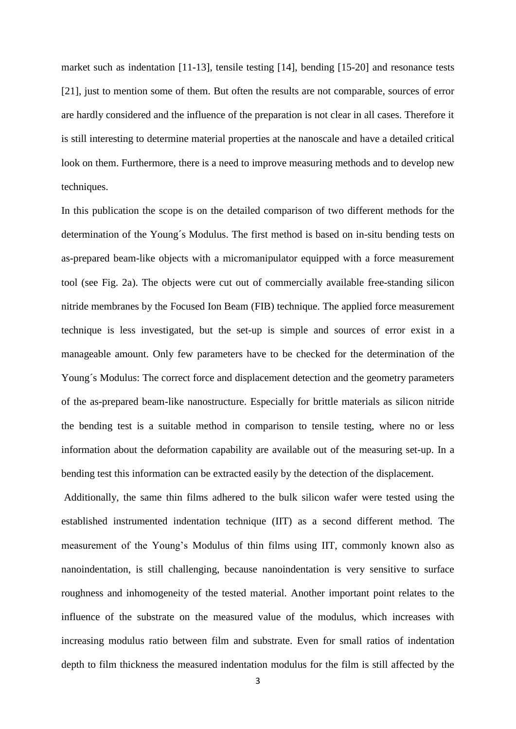market such as indentation [11-13], tensile testing [14], bending [15-20] and resonance tests [21], just to mention some of them. But often the results are not comparable, sources of error are hardly considered and the influence of the preparation is not clear in all cases. Therefore it is still interesting to determine material properties at the nanoscale and have a detailed critical look on them. Furthermore, there is a need to improve measuring methods and to develop new techniques.

In this publication the scope is on the detailed comparison of two different methods for the determination of the Young´s Modulus. The first method is based on in-situ bending tests on as-prepared beam-like objects with a micromanipulator equipped with a force measurement tool (see Fig. 2a). The objects were cut out of commercially available free-standing silicon nitride membranes by the Focused Ion Beam (FIB) technique. The applied force measurement technique is less investigated, but the set-up is simple and sources of error exist in a manageable amount. Only few parameters have to be checked for the determination of the Young´s Modulus: The correct force and displacement detection and the geometry parameters of the as-prepared beam-like nanostructure. Especially for brittle materials as silicon nitride the bending test is a suitable method in comparison to tensile testing, where no or less information about the deformation capability are available out of the measuring set-up. In a bending test this information can be extracted easily by the detection of the displacement.

Additionally, the same thin films adhered to the bulk silicon wafer were tested using the established instrumented indentation technique (IIT) as a second different method. The measurement of the Young's Modulus of thin films using IIT, commonly known also as nanoindentation, is still challenging, because nanoindentation is very sensitive to surface roughness and inhomogeneity of the tested material. Another important point relates to the influence of the substrate on the measured value of the modulus, which increases with increasing modulus ratio between film and substrate. Even for small ratios of indentation depth to film thickness the measured indentation modulus for the film is still affected by the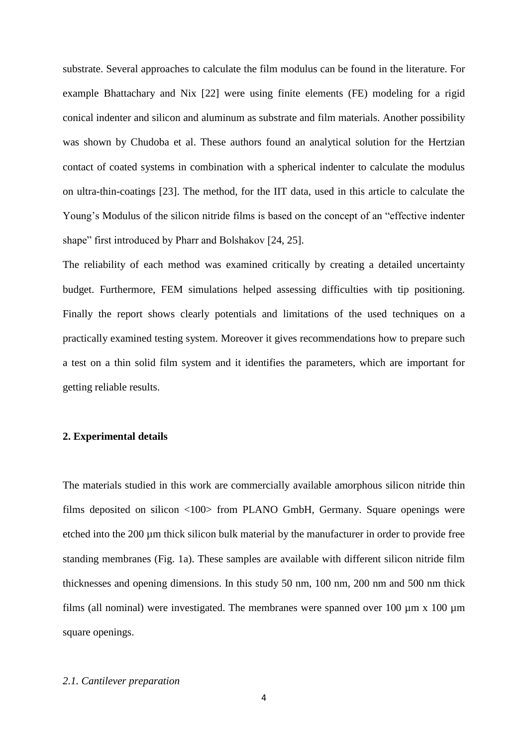substrate. Several approaches to calculate the film modulus can be found in the literature. For example Bhattachary and Nix [22] were using finite elements (FE) modeling for a rigid conical indenter and silicon and aluminum as substrate and film materials. Another possibility was shown by Chudoba et al. These authors found an analytical solution for the Hertzian contact of coated systems in combination with a spherical indenter to calculate the modulus on ultra-thin-coatings [23]. The method, for the IIT data, used in this article to calculate the Young's Modulus of the silicon nitride films is based on the concept of an "effective indenter shape" first introduced by Pharr and Bolshakov [24, 25].

The reliability of each method was examined critically by creating a detailed uncertainty budget. Furthermore, FEM simulations helped assessing difficulties with tip positioning. Finally the report shows clearly potentials and limitations of the used techniques on a practically examined testing system. Moreover it gives recommendations how to prepare such a test on a thin solid film system and it identifies the parameters, which are important for getting reliable results.

## 2. Experimental details

The materials studied in this work are commercially available amorphous silicon nitride thin films deposited on silicon <100> from PLANO GmbH, Germany. Square openings were etched into the 200 µm thick silicon bulk material by the manufacturer in order to provide free standing membranes (Fig. 1a). These samples are available with different silicon nitride film thicknesses and opening dimensions. In this study 50 nm, 100 nm, 200 nm and 500 nm thick films (all nominal) were investigated. The membranes were spanned over 100 µm x 100 µm square openings.

### *2.1. Cantilever preparation*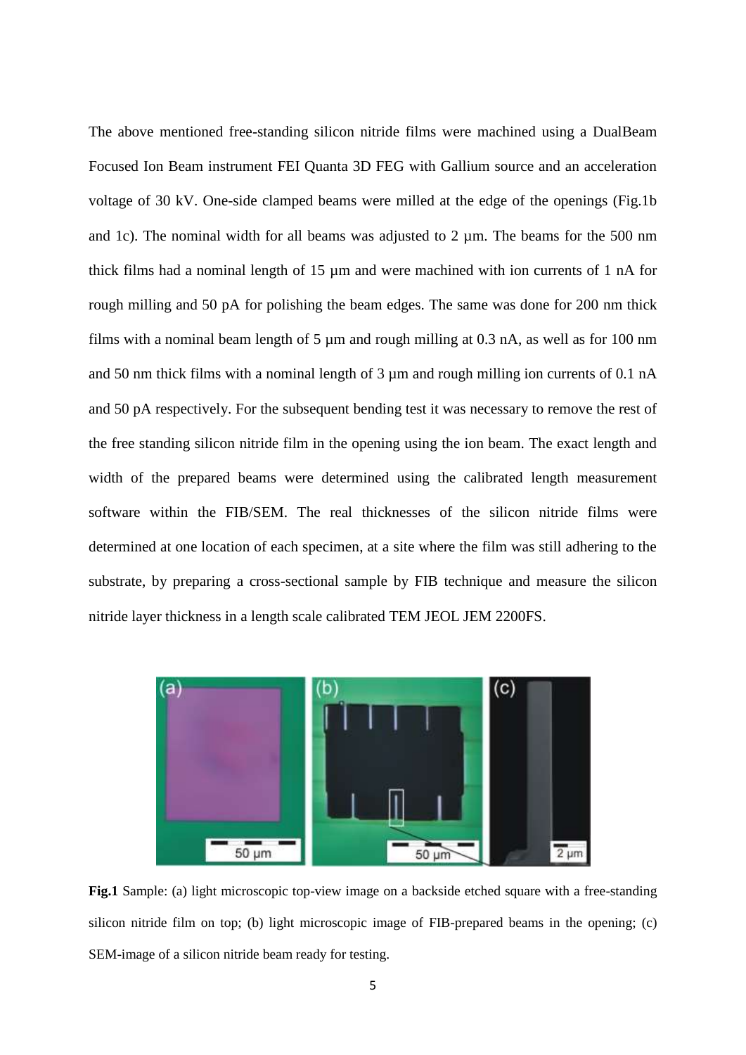The above mentioned free-standing silicon nitride films were machined using a DualBeam Focused Ion Beam instrument FEI Quanta 3D FEG with Gallium source and an acceleration voltage of 30 kV. One-side clamped beams were milled at the edge of the openings (Fig.1b and 1c). The nominal width for all beams was adjusted to 2 µm. The beams for the 500 nm thick films had a nominal length of 15 µm and were machined with ion currents of 1 nA for rough milling and 50 pA for polishing the beam edges. The same was done for 200 nm thick films with a nominal beam length of 5 µm and rough milling at 0.3 nA, as well as for 100 nm and 50 nm thick films with a nominal length of 3 µm and rough milling ion currents of 0.1 nA and 50 pA respectively. For the subsequent bending test it was necessary to remove the rest of the free standing silicon nitride film in the opening using the ion beam. The exact length and width of the prepared beams were determined using the calibrated length measurement software within the FIB/SEM. The real thicknesses of the silicon nitride films were determined at one location of each specimen, at a site where the film was still adhering to the substrate, by preparing a cross-sectional sample by FIB technique and measure the silicon nitride layer thickness in a length scale calibrated TEM JEOL JEM 2200FS.

**Fig.1** Sample: (a) light microscopic top-view image on a backside etched square with a free-standing silicon nitride film on top; (b) light microscopic image of FIB-prepared beams in the opening; (c) SEM-image of a silicon nitride beam ready for testing.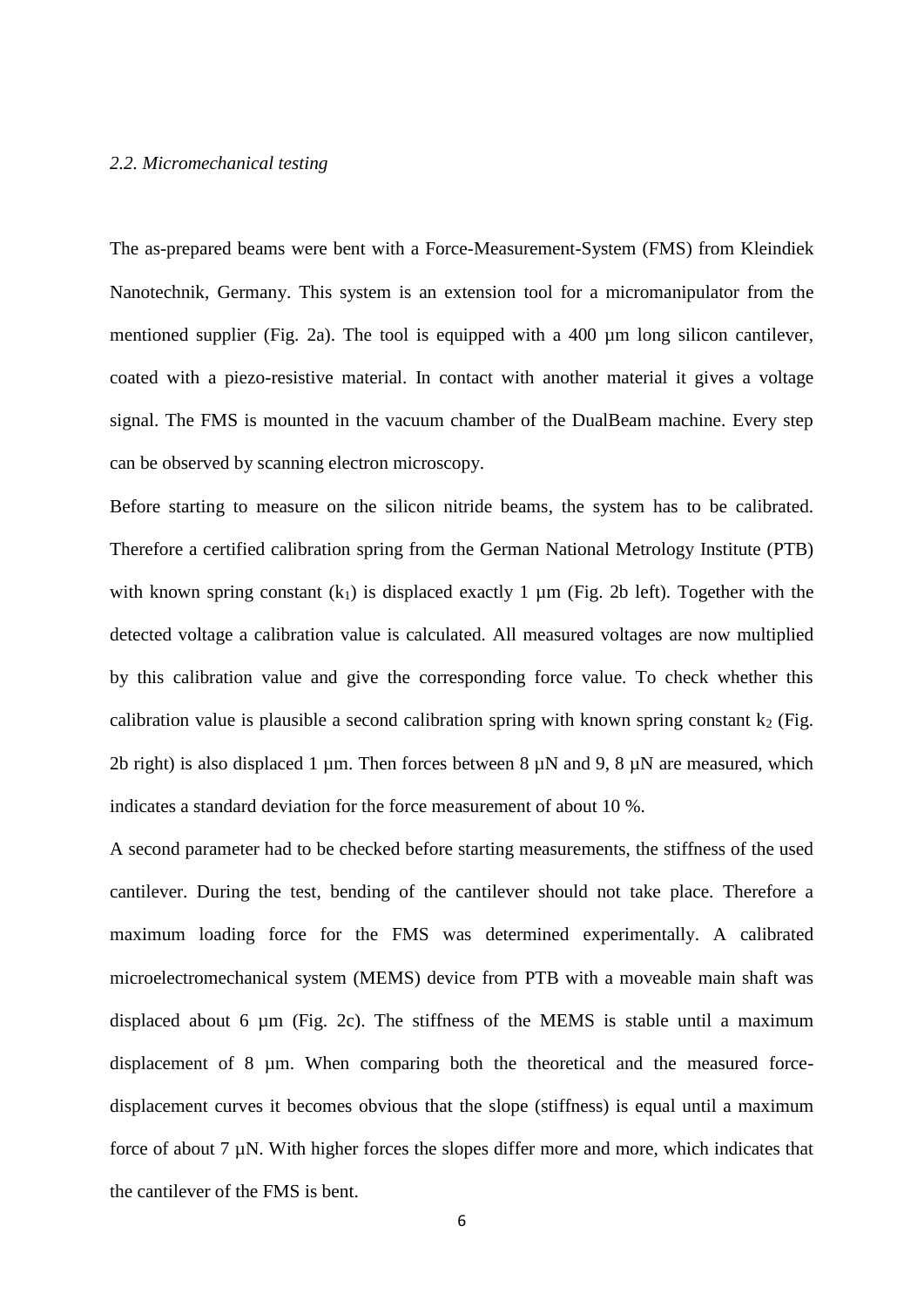### *2.2. Micromechanical testing*

The as-prepared beams were bent with a Force-Measurement-System (FMS) from Kleindiek Nanotechnik, Germany. This system is an extension tool for a micromanipulator from the mentioned supplier (Fig. 2a). The tool is equipped with a 400 µm long silicon cantilever, coated with a piezo-resistive material. In contact with another material it gives a voltage signal. The FMS is mounted in the vacuum chamber of the DualBeam machine. Every step can be observed by scanning electron microscopy.

Before starting to measure on the silicon nitride beams, the system has to be calibrated. Therefore a certified calibration spring from the German National Metrology Institute (PTB) with known spring constant ($k_1$) is displaced exactly 1 µm (Fig. 2b left). Together with the detected voltage a calibration value is calculated. All measured voltages are now multiplied by this calibration value and give the corresponding force value. To check whether this calibration value is plausible a second calibration spring with known spring constant $k_2$ (Fig. 2b right) is also displaced 1 µm. Then forces between 8 µN and 9, 8 µN are measured, which indicates a standard deviation for the force measurement of about 10 %.

A second parameter had to be checked before starting measurements, the stiffness of the used cantilever. During the test, bending of the cantilever should not take place. Therefore a maximum loading force for the FMS was determined experimentally. A calibrated microelectromechanical system (MEMS) device from PTB with a moveable main shaft was displaced about 6 µm (Fig. 2c). The stiffness of the MEMS is stable until a maximum displacement of 8 µm. When comparing both the theoretical and the measured force-displacement curves it becomes obvious that the slope (stiffness) is equal until a maximum force of about 7 µN. With higher forces the slopes differ more and more, which indicates that the cantilever of the FMS is bent.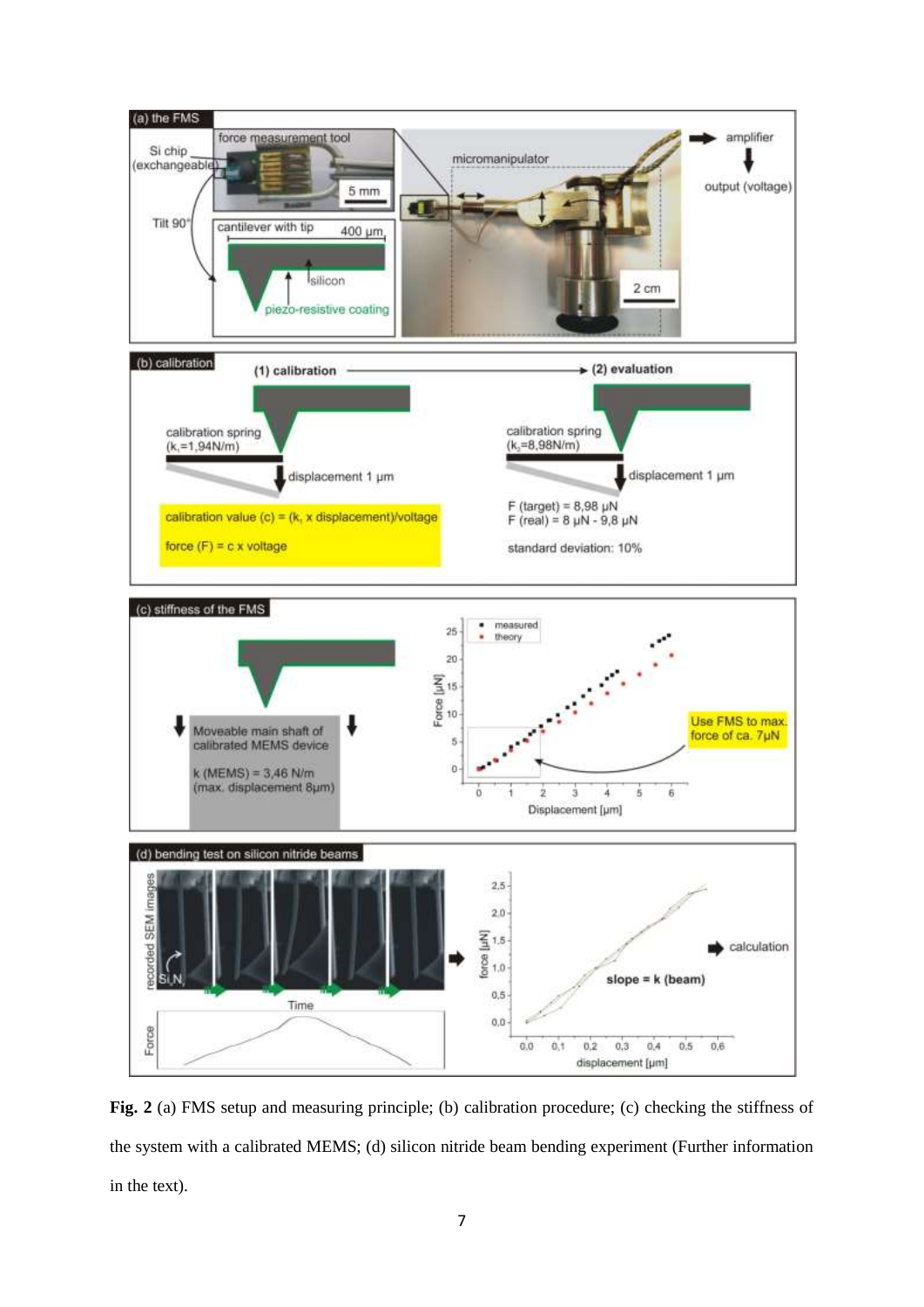**Fig. 2** (a) FMS setup and measuring principle; (b) calibration procedure; (c) checking the stiffness of the system with a calibrated MEMS; (d) silicon nitride beam bending experiment (Further information in the text).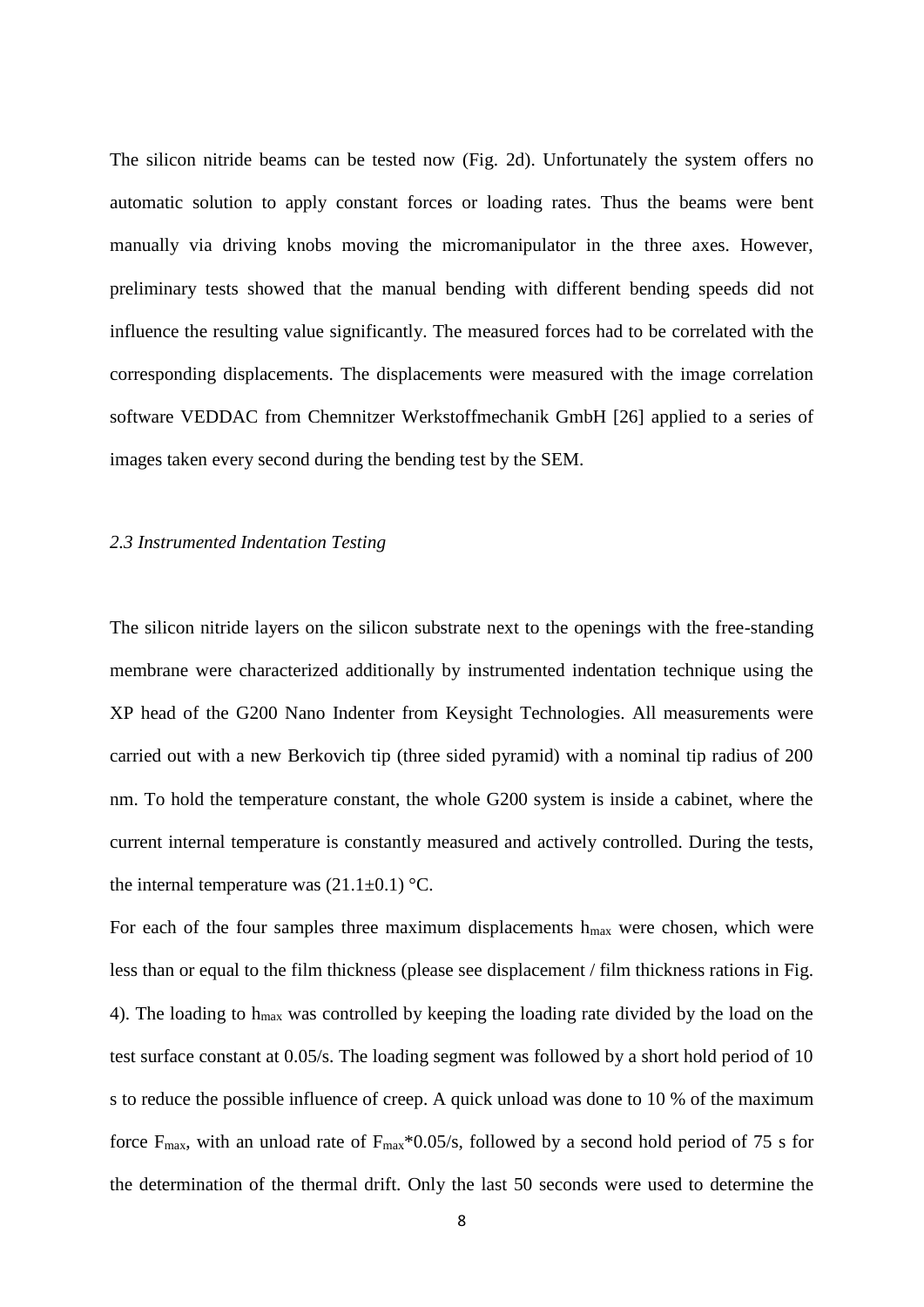The silicon nitride beams can be tested now (Fig. 2d). Unfortunately the system offers no automatic solution to apply constant forces or loading rates. Thus the beams were bent manually via driving knobs moving the micromanipulator in the three axes. However, preliminary tests showed that the manual bending with different bending speeds did not influence the resulting value significantly. The measured forces had to be correlated with the corresponding displacements. The displacements were measured with the image correlation software VEDDAC from Chemnitzer Werkstoffmechanik GmbH [26] applied to a series of images taken every second during the bending test by the SEM.

### *2.3 Instrumented Indentation Testing*

The silicon nitride layers on the silicon substrate next to the openings with the free-standing membrane were characterized additionally by instrumented indentation technique using the XP head of the G200 Nano Indenter from Keysight Technologies. All measurements were carried out with a new Berkovich tip (three sided pyramid) with a nominal tip radius of 200 nm. To hold the temperature constant, the whole G200 system is inside a cabinet, where the current internal temperature is constantly measured and actively controlled. During the tests, the internal temperature was (21.1±0.1) °C.

For each of the four samples three maximum displacements $h_{max}$ were chosen, which were less than or equal to the film thickness (please see displacement / film thickness rations in Fig. 4). The loading to $h_{max}$ was controlled by keeping the loading rate divided by the load on the test surface constant at 0.05/s. The loading segment was followed by a short hold period of 10 s to reduce the possible influence of creep. A quick unload was done to 10 % of the maximum force $F_{max}$, with an unload rate of $F_{max}$*0.05/s, followed by a second hold period of 75 s for the determination of the thermal drift. Only the last 50 seconds were used to determine the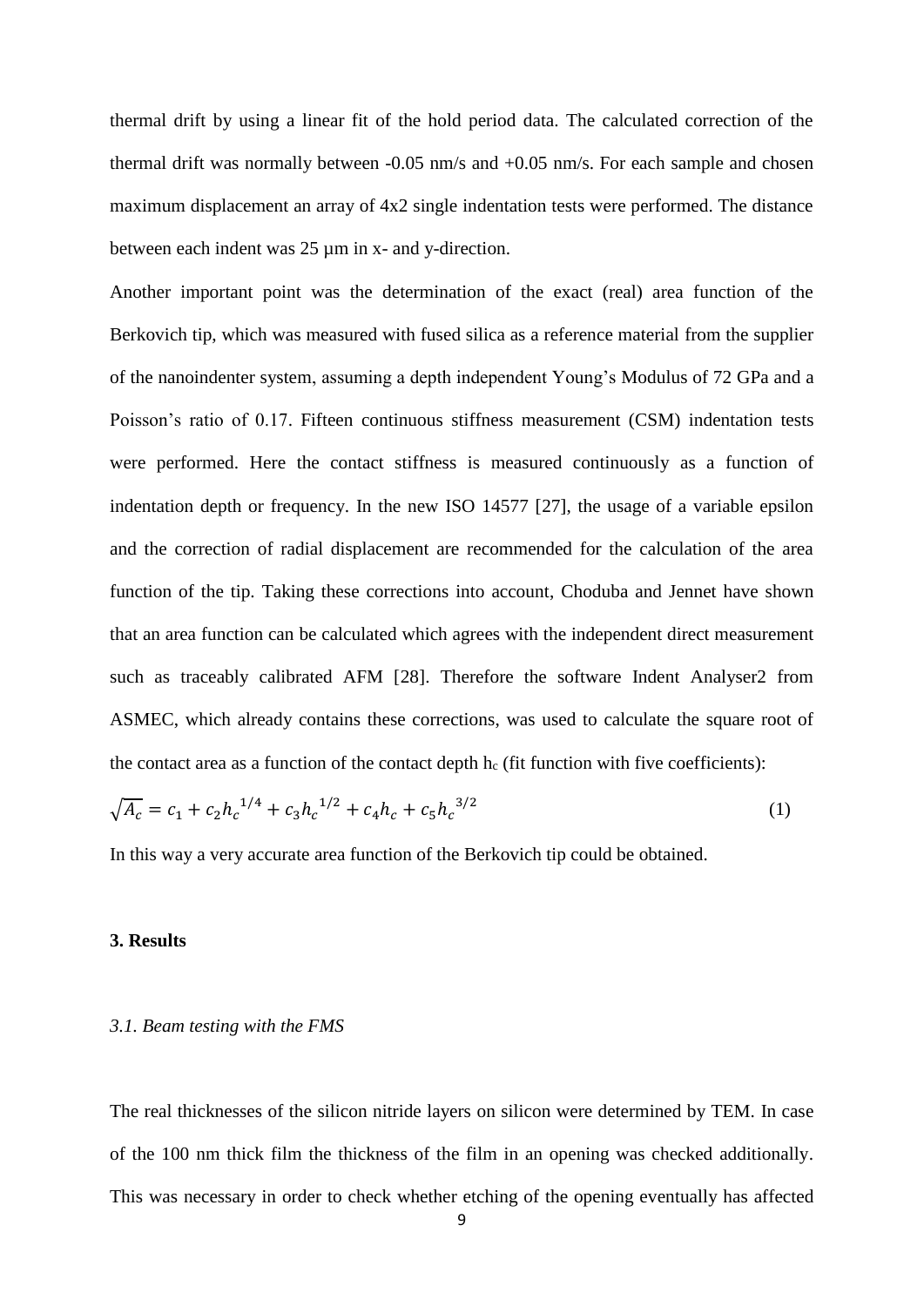thermal drift by using a linear fit of the hold period data. The calculated correction of the thermal drift was normally between -0.05 nm/s and +0.05 nm/s. For each sample and chosen maximum displacement an array of 4x2 single indentation tests were performed. The distance between each indent was 25 µm in x- and y-direction.

Another important point was the determination of the exact (real) area function of the Berkovich tip, which was measured with fused silica as a reference material from the supplier of the nanoindenter system, assuming a depth independent Young's Modulus of 72 GPa and a Poisson's ratio of 0.17. Fifteen continuous stiffness measurement (CSM) indentation tests were performed. Here the contact stiffness is measured continuously as a function of indentation depth or frequency. In the new ISO 14577 [27], the usage of a variable epsilon and the correction of radial displacement are recommended for the calculation of the area function of the tip. Taking these corrections into account, Choduba and Jennet have shown that an area function can be calculated which agrees with the independent direct measurement such as traceably calibrated AFM [28]. Therefore the software Indent Analyser2 from ASMEC, which already contains these corrections, was used to calculate the square root of the contact area as a function of the contact depth $h_c$ (fit function with five coefficients):

$$\sqrt{A_c} = c_1 + c_2 {h_c}^{1/4} + c_3 {h_c}^{1/2} + c_4 h_c + c_5 {h_c}^{3/2} \tag{1}$$

In this way a very accurate area function of the Berkovich tip could be obtained.

## 3. Results

### *3.1. Beam testing with the FMS*

The real thicknesses of the silicon nitride layers on silicon were determined by TEM. In case of the 100 nm thick film the thickness of the film in an opening was checked additionally. This was necessary in order to check whether etching of the opening eventually has affected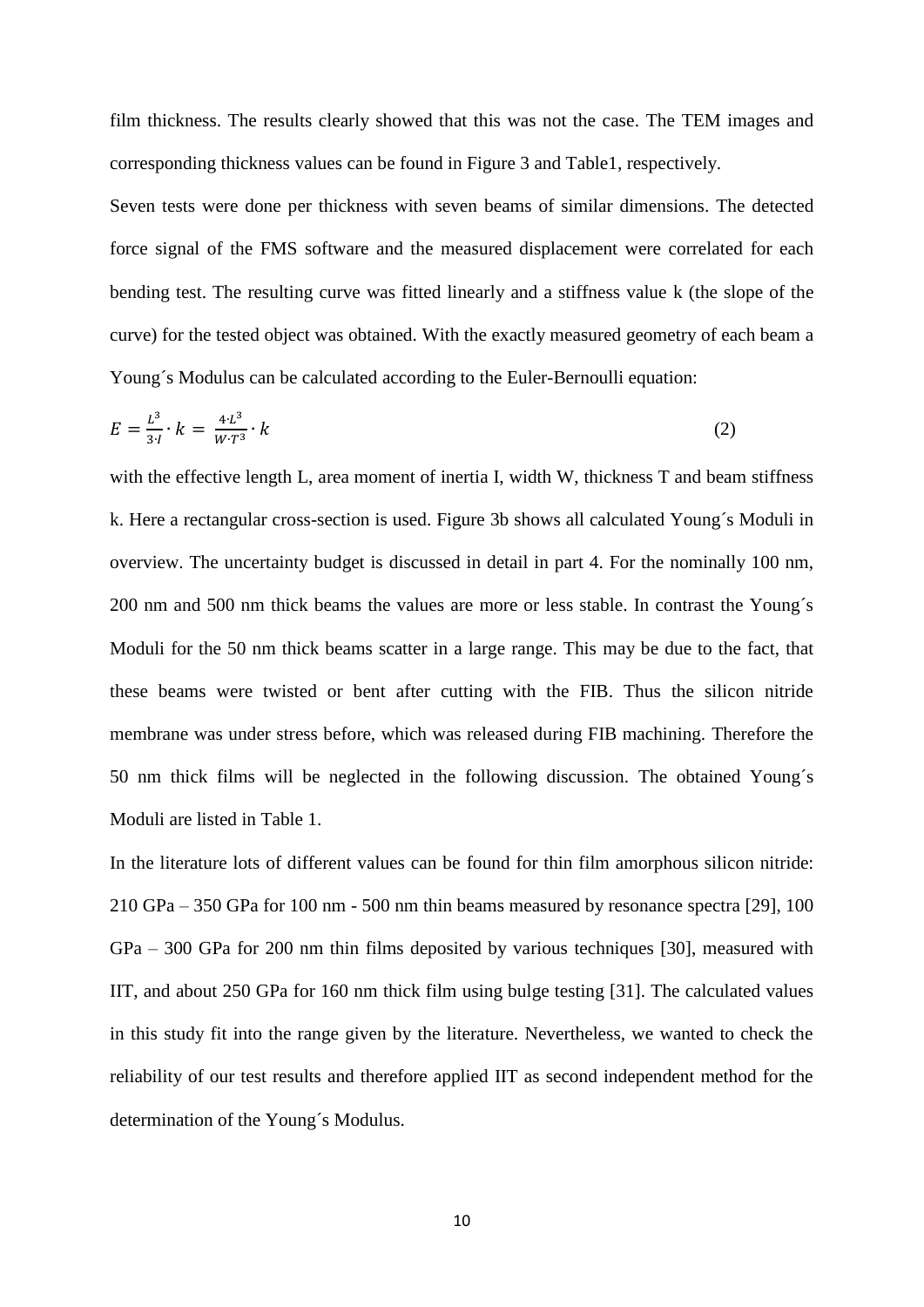film thickness. The results clearly showed that this was not the case. The TEM images and corresponding thickness values can be found in Figure 3 and Table1, respectively.

Seven tests were done per thickness with seven beams of similar dimensions. The detected force signal of the FMS software and the measured displacement were correlated for each bending test. The resulting curve was fitted linearly and a stiffness value k (the slope of the curve) for the tested object was obtained. With the exactly measured geometry of each beam a Young´s Modulus can be calculated according to the Euler-Bernoulli equation:

$$E = \frac{L^3}{3 \cdot I} \cdot k = \frac{4 \cdot L^3}{W \cdot T^3} \cdot k \tag{2}$$

with the effective length L, area moment of inertia I, width W, thickness T and beam stiffness k. Here a rectangular cross-section is used. Figure 3b shows all calculated Young´s Moduli in overview. The uncertainty budget is discussed in detail in part 4. For the nominally 100 nm, 200 nm and 500 nm thick beams the values are more or less stable. In contrast the Young´s Moduli for the 50 nm thick beams scatter in a large range. This may be due to the fact, that these beams were twisted or bent after cutting with the FIB. Thus the silicon nitride membrane was under stress before, which was released during FIB machining. Therefore the 50 nm thick films will be neglected in the following discussion. The obtained Young´s Moduli are listed in Table 1.

In the literature lots of different values can be found for thin film amorphous silicon nitride: 210 GPa – 350 GPa for 100 nm - 500 nm thin beams measured by resonance spectra [29], 100 GPa – 300 GPa for 200 nm thin films deposited by various techniques [30], measured with IIT, and about 250 GPa for 160 nm thick film using bulge testing [31]. The calculated values in this study fit into the range given by the literature. Nevertheless, we wanted to check the reliability of our test results and therefore applied IIT as second independent method for the determination of the Young´s Modulus.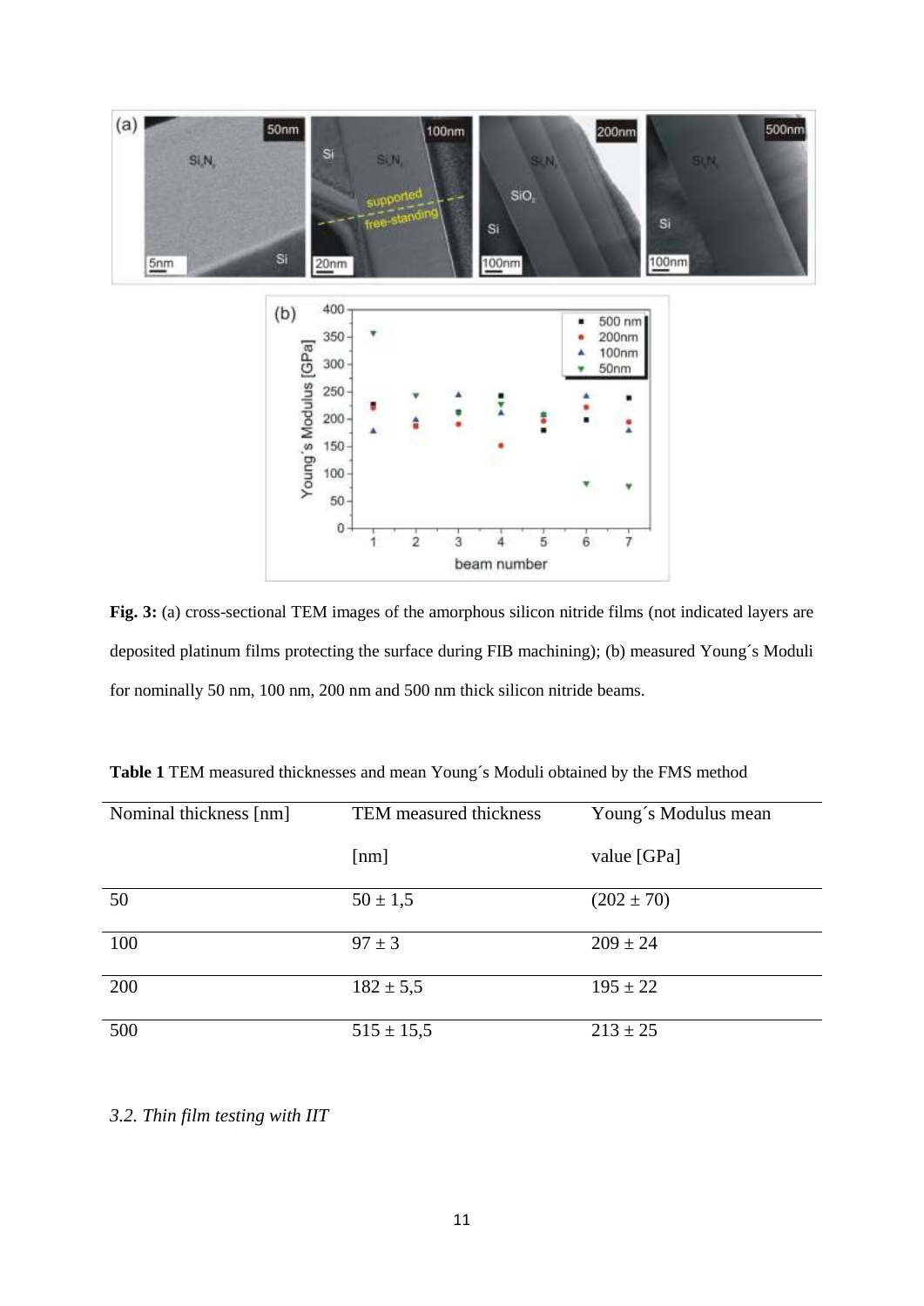**Fig. 3:** (a) cross-sectional TEM images of the amorphous silicon nitride films (not indicated layers are deposited platinum films protecting the surface during FIB machining); (b) measured Young´s Moduli for nominally 50 nm, 100 nm, 200 nm and 500 nm thick silicon nitride beams.

**Table 1** TEM measured thicknesses and mean Young´s Moduli obtained by the FMS method

| Nominal thickness [nm] | TEM measured thickness [nm] | Young´s Modulus mean value [GPa] |
| --- | --- | --- |
| 50 | 50 ± 1,5 | (202 ± 70) |
| 100 | 97 ± 3 | 209 ± 24 |
| 200 | 182 ± 5,5 | 195 ± 22 |
| 500 | 515 ± 15,5 | 213 ± 25 |

*3.2. Thin film testing with IIT*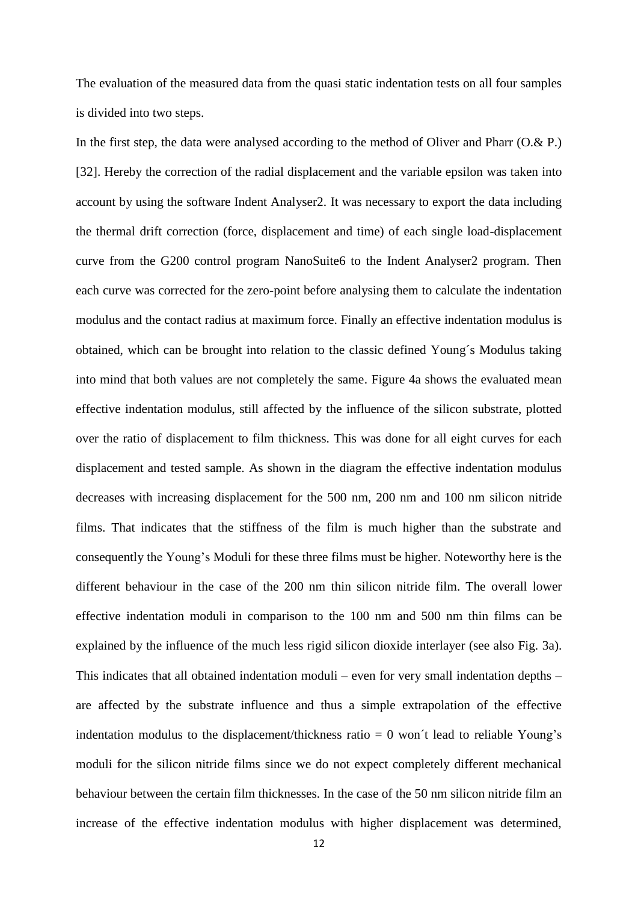The evaluation of the measured data from the quasi static indentation tests on all four samples is divided into two steps.

In the first step, the data were analysed according to the method of Oliver and Pharr (O.& P.) [32]. Hereby the correction of the radial displacement and the variable epsilon was taken into account by using the software Indent Analyser2. It was necessary to export the data including the thermal drift correction (force, displacement and time) of each single load-displacement curve from the G200 control program NanoSuite6 to the Indent Analyser2 program. Then each curve was corrected for the zero-point before analysing them to calculate the indentation modulus and the contact radius at maximum force. Finally an effective indentation modulus is obtained, which can be brought into relation to the classic defined Young´s Modulus taking into mind that both values are not completely the same. Figure 4a shows the evaluated mean effective indentation modulus, still affected by the influence of the silicon substrate, plotted over the ratio of displacement to film thickness. This was done for all eight curves for each displacement and tested sample. As shown in the diagram the effective indentation modulus decreases with increasing displacement for the 500 nm, 200 nm and 100 nm silicon nitride films. That indicates that the stiffness of the film is much higher than the substrate and consequently the Young's Moduli for these three films must be higher. Noteworthy here is the different behaviour in the case of the 200 nm thin silicon nitride film. The overall lower effective indentation moduli in comparison to the 100 nm and 500 nm thin films can be explained by the influence of the much less rigid silicon dioxide interlayer (see also Fig. 3a). This indicates that all obtained indentation moduli – even for very small indentation depths – are affected by the substrate influence and thus a simple extrapolation of the effective indentation modulus to the displacement/thickness ratio = 0 won´t lead to reliable Young's moduli for the silicon nitride films since we do not expect completely different mechanical behaviour between the certain film thicknesses. In the case of the 50 nm silicon nitride film an increase of the effective indentation modulus with higher displacement was determined,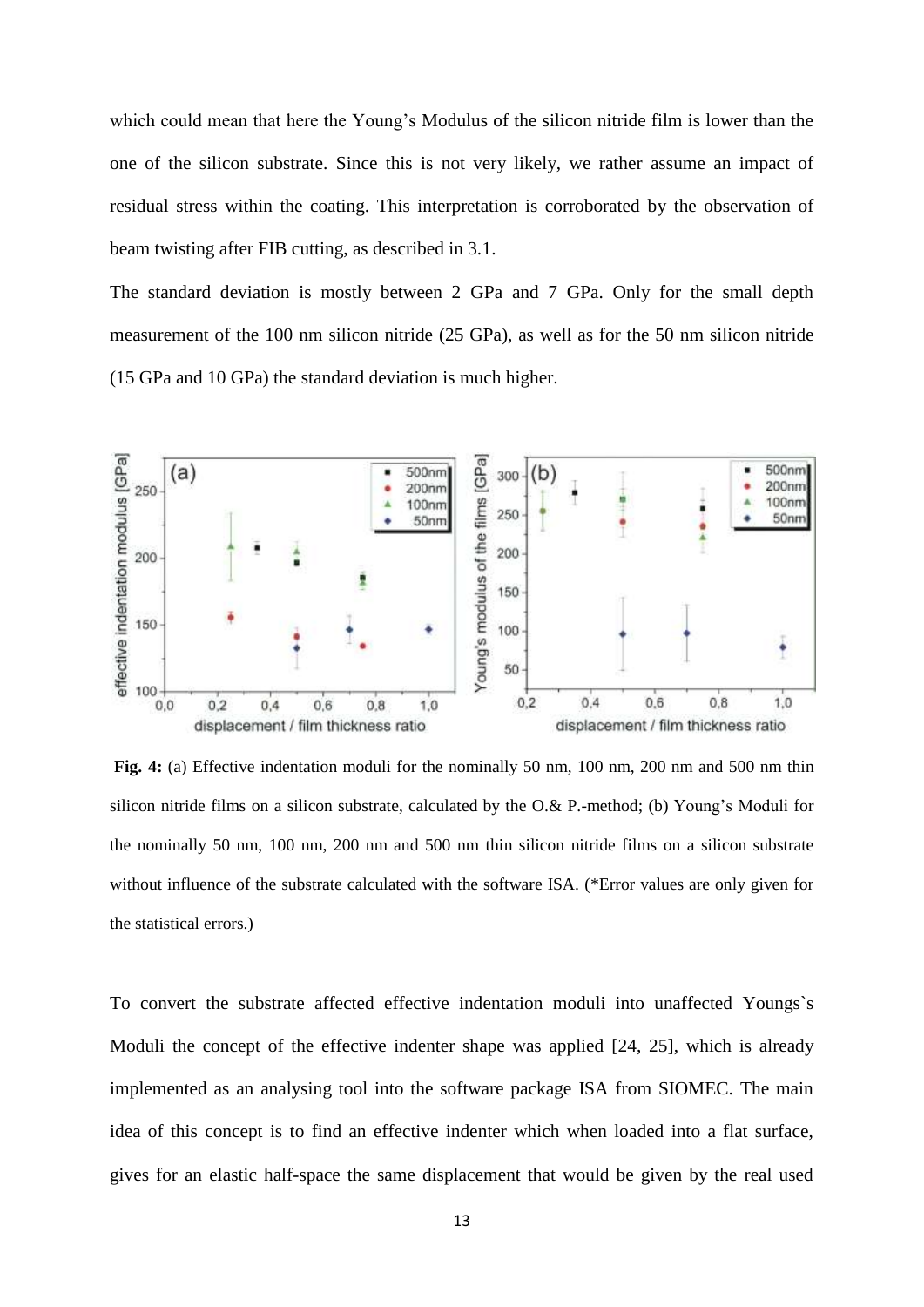which could mean that here the Young's Modulus of the silicon nitride film is lower than the one of the silicon substrate. Since this is not very likely, we rather assume an impact of residual stress within the coating. This interpretation is corroborated by the observation of beam twisting after FIB cutting, as described in 3.1.

The standard deviation is mostly between 2 GPa and 7 GPa. Only for the small depth measurement of the 100 nm silicon nitride (25 GPa), as well as for the 50 nm silicon nitride (15 GPa and 10 GPa) the standard deviation is much higher.

**Fig. 4:** (a) Effective indentation moduli for the nominally 50 nm, 100 nm, 200 nm and 500 nm thin silicon nitride films on a silicon substrate, calculated by the O.& P.-method; (b) Young's Moduli for the nominally 50 nm, 100 nm, 200 nm and 500 nm thin silicon nitride films on a silicon substrate without influence of the substrate calculated with the software ISA. (*Error values are only given for the statistical errors.)

To convert the substrate affected effective indentation moduli into unaffected Youngs`s Moduli the concept of the effective indenter shape was applied [24, 25], which is already implemented as an analysing tool into the software package ISA from SIOMEC. The main idea of this concept is to find an effective indenter which when loaded into a flat surface, gives for an elastic half-space the same displacement that would be given by the real used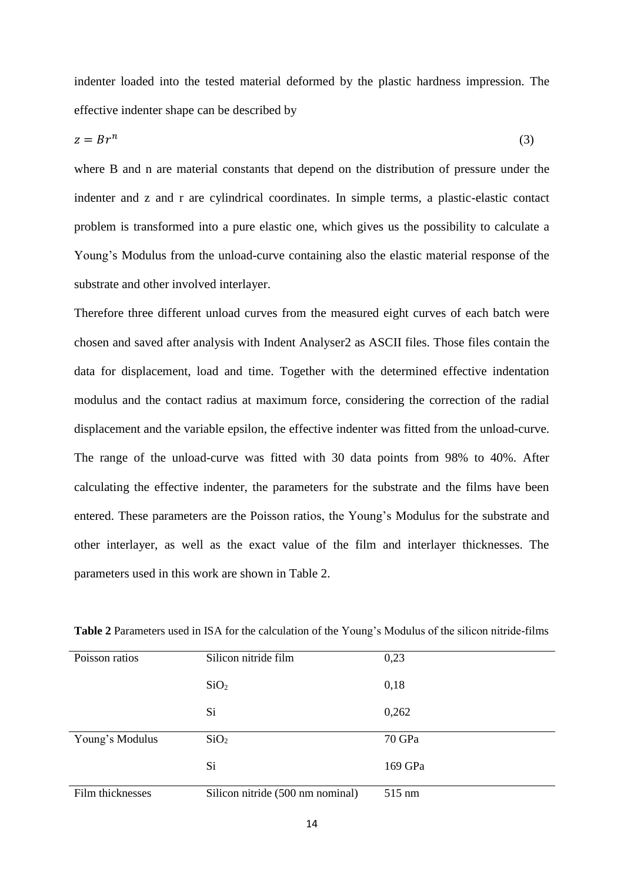indenter loaded into the tested material deformed by the plastic hardness impression. The effective indenter shape can be described by

$$z = Br^n \tag{3}$$

where B and n are material constants that depend on the distribution of pressure under the indenter and z and r are cylindrical coordinates. In simple terms, a plastic-elastic contact problem is transformed into a pure elastic one, which gives us the possibility to calculate a Young's Modulus from the unload-curve containing also the elastic material response of the substrate and other involved interlayer.

Therefore three different unload curves from the measured eight curves of each batch were chosen and saved after analysis with Indent Analyser2 as ASCII files. Those files contain the data for displacement, load and time. Together with the determined effective indentation modulus and the contact radius at maximum force, considering the correction of the radial displacement and the variable epsilon, the effective indenter was fitted from the unload-curve. The range of the unload-curve was fitted with 30 data points from 98% to 40%. After calculating the effective indenter, the parameters for the substrate and the films have been entered. These parameters are the Poisson ratios, the Young's Modulus for the substrate and other interlayer, as well as the exact value of the film and interlayer thicknesses. The parameters used in this work are shown in Table 2.

**Table 2** Parameters used in ISA for the calculation of the Young's Modulus of the silicon nitride-films

| | | |
|---|---|---|
| Poisson ratios | Silicon nitride film | 0,23 |
| | $SiO_2$ | 0,18 |
| | Si | 0,262 |
| Young's Modulus | $SiO_2$ | 70 GPa |
| | Si | 169 GPa |
| Film thicknesses | Silicon nitride (500 nm nominal) | 515 nm |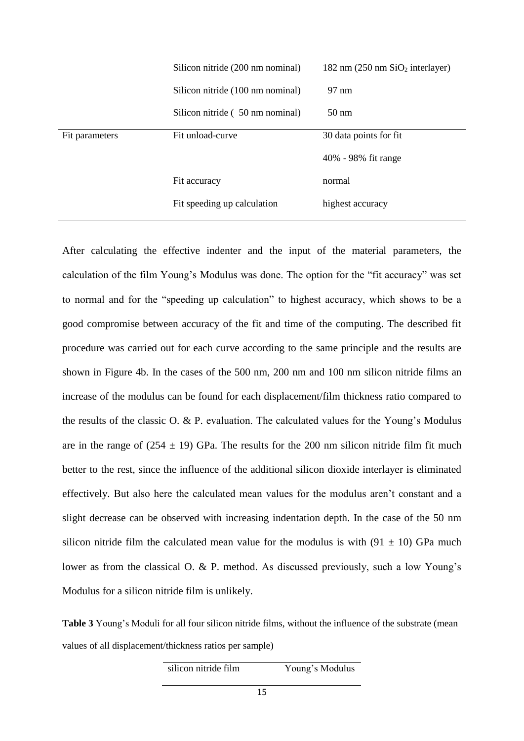| | | |
|---|---|---|
| | Silicon nitride (200 nm nominal) | 182 nm (250 nm $SiO_2$ interlayer) |
| | Silicon nitride (100 nm nominal) | 97 nm |
| | Silicon nitride ( 50 nm nominal) | 50 nm |
| Fit parameters | Fit unload-curve | 30 data points for fit |
| | | 40% - 98% fit range |
| | Fit accuracy | normal |
| | Fit speeding up calculation | highest accuracy |

After calculating the effective indenter and the input of the material parameters, the calculation of the film Young's Modulus was done. The option for the "fit accuracy" was set to normal and for the "speeding up calculation" to highest accuracy, which shows to be a good compromise between accuracy of the fit and time of the computing. The described fit procedure was carried out for each curve according to the same principle and the results are shown in Figure 4b. In the cases of the 500 nm, 200 nm and 100 nm silicon nitride films an increase of the modulus can be found for each displacement/film thickness ratio compared to the results of the classic O. & P. evaluation. The calculated values for the Young's Modulus are in the range of $(254 \pm 19)$ GPa. The results for the 200 nm silicon nitride film fit much better to the rest, since the influence of the additional silicon dioxide interlayer is eliminated effectively. But also here the calculated mean values for the modulus aren't constant and a slight decrease can be observed with increasing indentation depth. In the case of the 50 nm silicon nitride film the calculated mean value for the modulus is with $(91 \pm 10)$ GPa much lower as from the classical O. & P. method. As discussed previously, such a low Young's Modulus for a silicon nitride film is unlikely.

**Table 3** Young's Moduli for all four silicon nitride films, without the influence of the substrate (mean values of all displacement/thickness ratios per sample)

| silicon nitride film | Young's Modulus |
|---|---|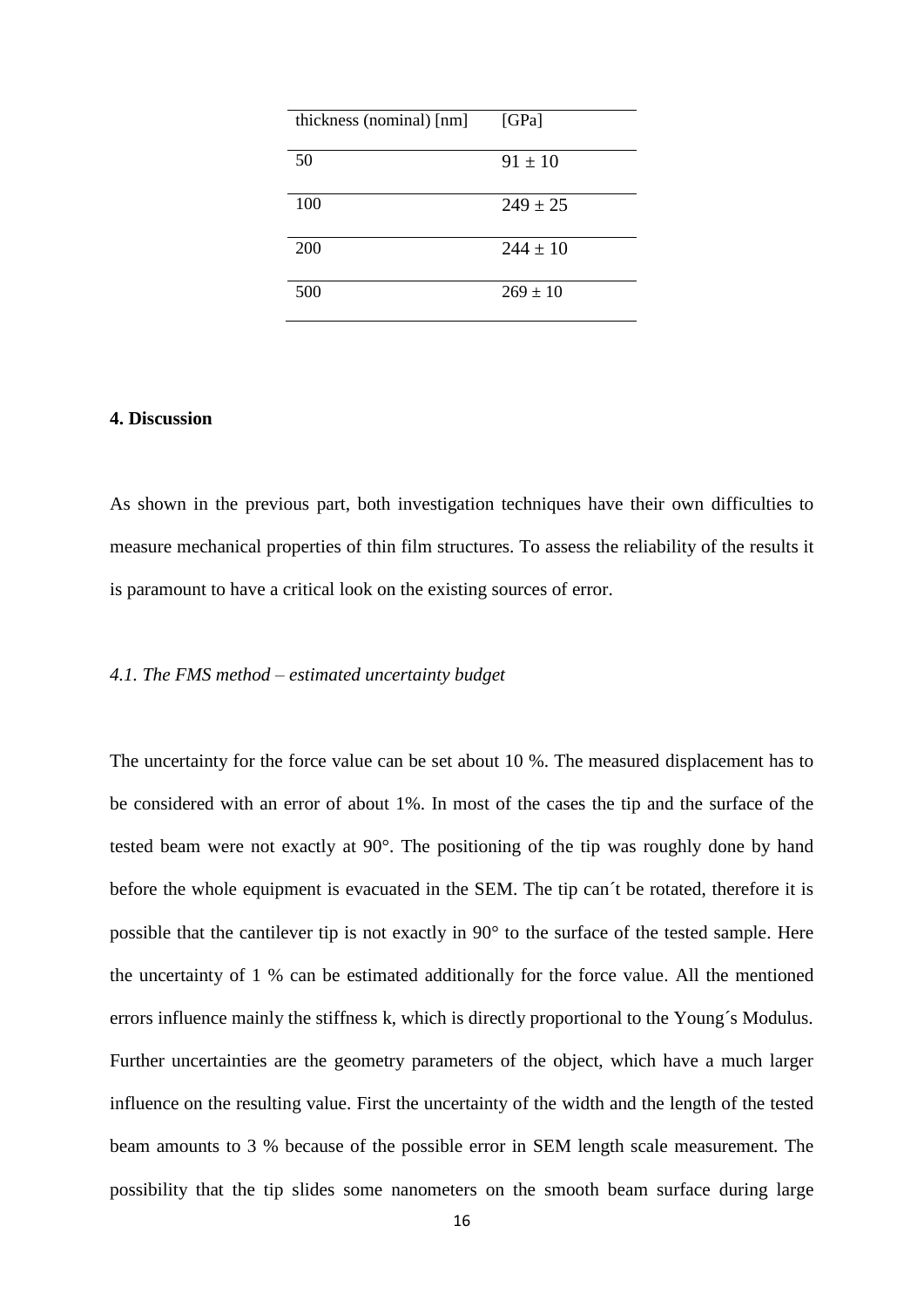| thickness (nominal) [nm] | [GPa] |
|---|---|
| 50 | 91 ± 10 |
| 100 | 249 ± 25 |
| 200 | 244 ± 10 |
| 500 | 269 ± 10 |

**4. Discussion**

As shown in the previous part, both investigation techniques have their own difficulties to measure mechanical properties of thin film structures. To assess the reliability of the results it is paramount to have a critical look on the existing sources of error.

*4.1. The FMS method – estimated uncertainty budget*

The uncertainty for the force value can be set about 10 %. The measured displacement has to be considered with an error of about 1%. In most of the cases the tip and the surface of the tested beam were not exactly at 90°. The positioning of the tip was roughly done by hand before the whole equipment is evacuated in the SEM. The tip can´t be rotated, therefore it is possible that the cantilever tip is not exactly in 90° to the surface of the tested sample. Here the uncertainty of 1 % can be estimated additionally for the force value. All the mentioned errors influence mainly the stiffness k, which is directly proportional to the Young´s Modulus. Further uncertainties are the geometry parameters of the object, which have a much larger influence on the resulting value. First the uncertainty of the width and the length of the tested beam amounts to 3 % because of the possible error in SEM length scale measurement. The possibility that the tip slides some nanometers on the smooth beam surface during large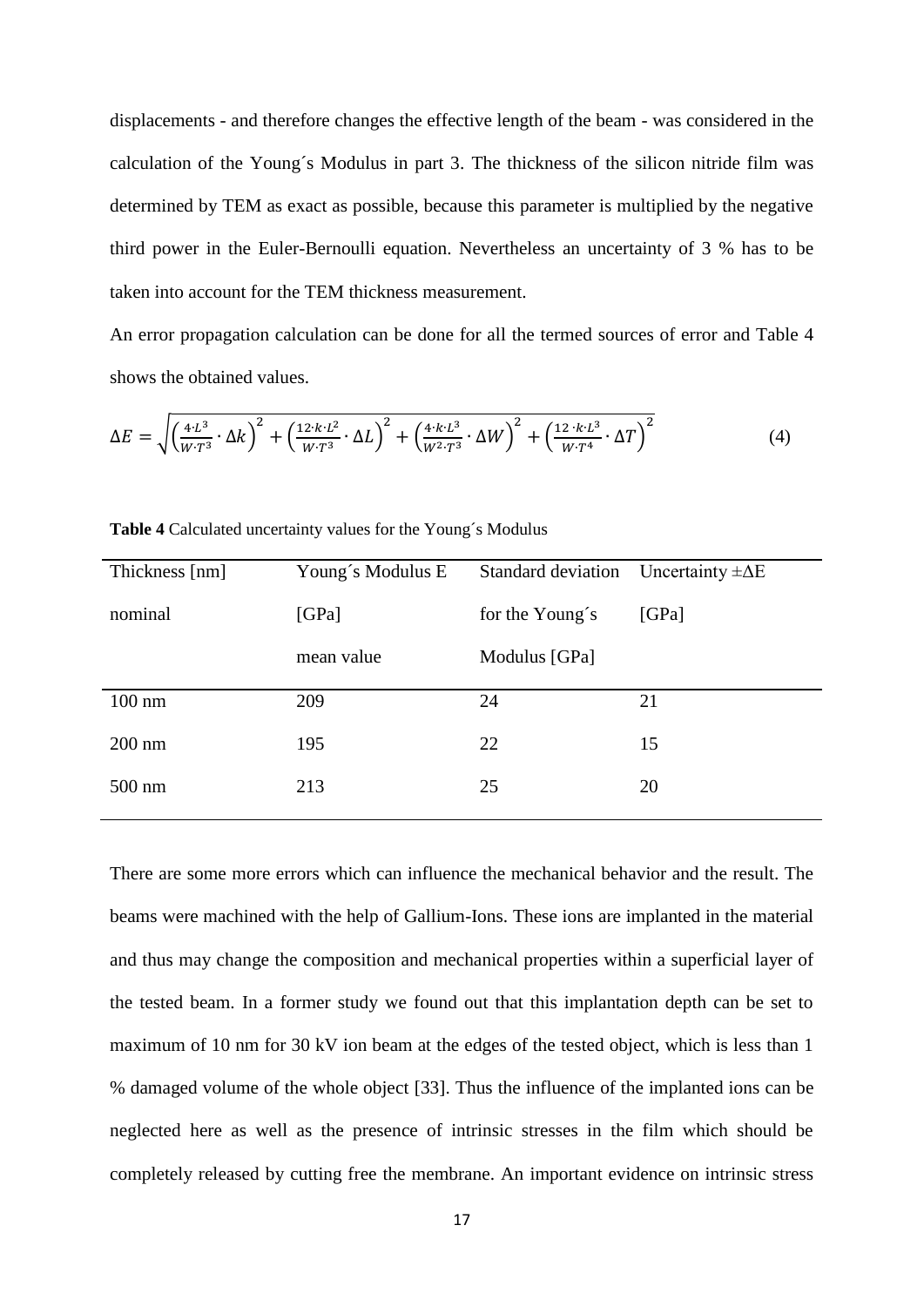displacements - and therefore changes the effective length of the beam - was considered in the calculation of the Young´s Modulus in part 3. The thickness of the silicon nitride film was determined by TEM as exact as possible, because this parameter is multiplied by the negative third power in the Euler-Bernoulli equation. Nevertheless an uncertainty of 3 % has to be taken into account for the TEM thickness measurement.

An error propagation calculation can be done for all the termed sources of error and Table 4 shows the obtained values.

$$\Delta E = \sqrt{\left(\frac{4 \cdot L^3}{W \cdot T^3} \cdot \Delta k\right)^2 + \left(\frac{12 \cdot k \cdot L^2}{W \cdot T^3} \cdot \Delta L\right)^2 + \left(\frac{4 \cdot k \cdot L^3}{W^2 \cdot T^3} \cdot \Delta W\right)^2 + \left(\frac{12 \cdot k \cdot L^3}{W \cdot T^4} \cdot \Delta T\right)^2} \tag{4}$$

**Table 4** Calculated uncertainty values for the Young´s Modulus

| Thickness [nm] nominal | Young´s Modulus E [GPa] mean value | Standard deviation for the Young´s Modulus [GPa] | Uncertainty ±ΔE [GPa] |
|---|---|---|---|
| 100 nm | 209 | 24 | 21 |
| 200 nm | 195 | 22 | 15 |
| 500 nm | 213 | 25 | 20 |

There are some more errors which can influence the mechanical behavior and the result. The beams were machined with the help of Gallium-Ions. These ions are implanted in the material and thus may change the composition and mechanical properties within a superficial layer of the tested beam. In a former study we found out that this implantation depth can be set to maximum of 10 nm for 30 kV ion beam at the edges of the tested object, which is less than 1 % damaged volume of the whole object [33]. Thus the influence of the implanted ions can be neglected here as well as the presence of intrinsic stresses in the film which should be completely released by cutting free the membrane. An important evidence on intrinsic stress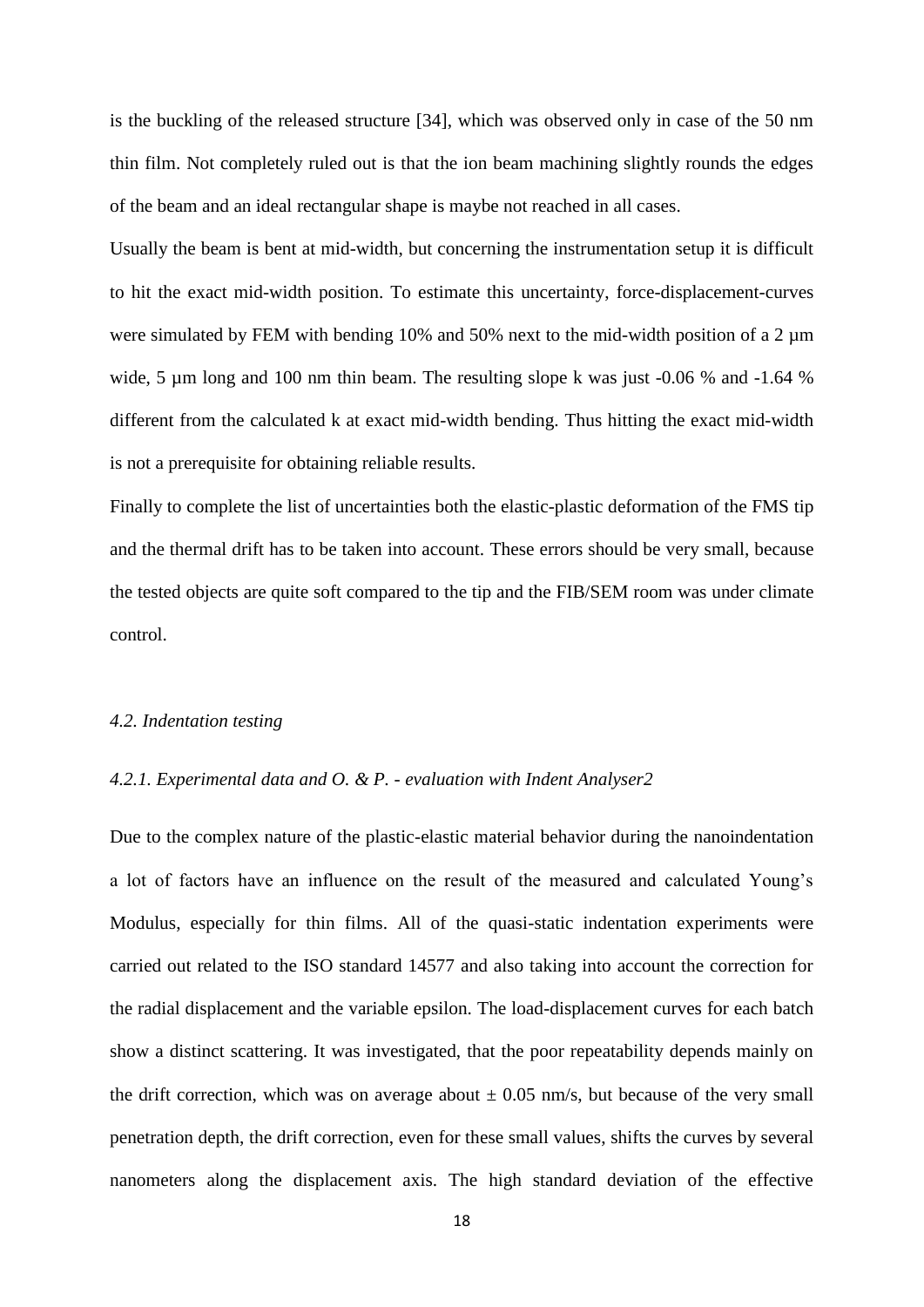is the buckling of the released structure [34], which was observed only in case of the 50 nm thin film. Not completely ruled out is that the ion beam machining slightly rounds the edges of the beam and an ideal rectangular shape is maybe not reached in all cases.

Usually the beam is bent at mid-width, but concerning the instrumentation setup it is difficult to hit the exact mid-width position. To estimate this uncertainty, force-displacement-curves were simulated by FEM with bending 10% and 50% next to the mid-width position of a 2 µm wide, 5 µm long and 100 nm thin beam. The resulting slope k was just -0.06 % and -1.64 % different from the calculated k at exact mid-width bending. Thus hitting the exact mid-width is not a prerequisite for obtaining reliable results.

Finally to complete the list of uncertainties both the elastic-plastic deformation of the FMS tip and the thermal drift has to be taken into account. These errors should be very small, because the tested objects are quite soft compared to the tip and the FIB/SEM room was under climate control.

### *4.2. Indentation testing*

#### *4.2.1. Experimental data and O. & P. - evaluation with Indent Analyser2*

Due to the complex nature of the plastic-elastic material behavior during the nanoindentation a lot of factors have an influence on the result of the measured and calculated Young's Modulus, especially for thin films. All of the quasi-static indentation experiments were carried out related to the ISO standard 14577 and also taking into account the correction for the radial displacement and the variable epsilon. The load-displacement curves for each batch show a distinct scattering. It was investigated, that the poor repeatability depends mainly on the drift correction, which was on average about $\pm$ 0.05 nm/s, but because of the very small penetration depth, the drift correction, even for these small values, shifts the curves by several nanometers along the displacement axis. The high standard deviation of the effective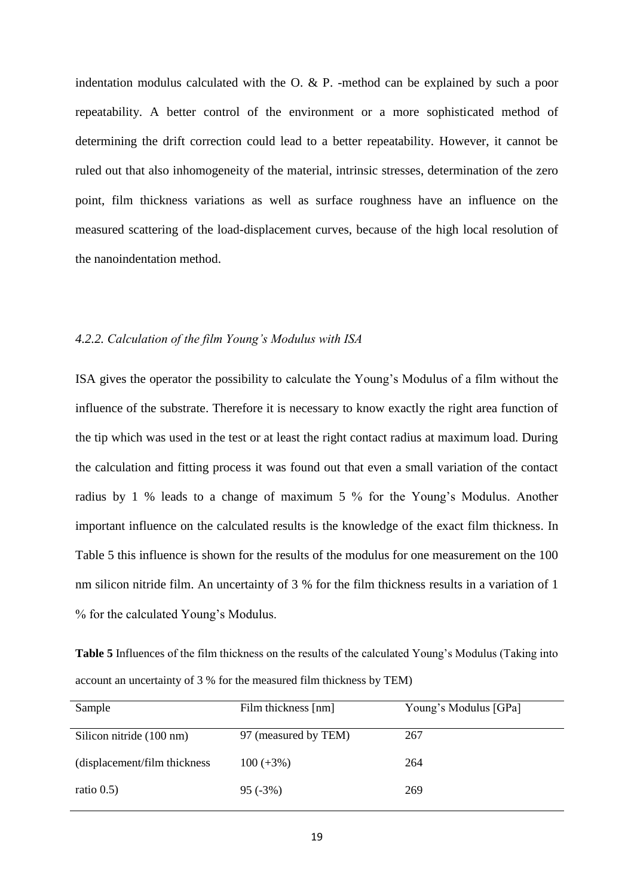indentation modulus calculated with the O. & P. -method can be explained by such a poor repeatability. A better control of the environment or a more sophisticated method of determining the drift correction could lead to a better repeatability. However, it cannot be ruled out that also inhomogeneity of the material, intrinsic stresses, determination of the zero point, film thickness variations as well as surface roughness have an influence on the measured scattering of the load-displacement curves, because of the high local resolution of the nanoindentation method.

### *4.2.2. Calculation of the film Young's Modulus with ISA*

ISA gives the operator the possibility to calculate the Young's Modulus of a film without the influence of the substrate. Therefore it is necessary to know exactly the right area function of the tip which was used in the test or at least the right contact radius at maximum load. During the calculation and fitting process it was found out that even a small variation of the contact radius by 1 % leads to a change of maximum 5 % for the Young's Modulus. Another important influence on the calculated results is the knowledge of the exact film thickness. In Table 5 this influence is shown for the results of the modulus for one measurement on the 100 nm silicon nitride film. An uncertainty of 3 % for the film thickness results in a variation of 1 % for the calculated Young's Modulus.

**Table 5** Influences of the film thickness on the results of the calculated Young's Modulus (Taking into account an uncertainty of 3 % for the measured film thickness by TEM)

| Sample | Film thickness [nm] | Young's Modulus [GPa] |
|---|---|---|
| Silicon nitride (100 nm) | 97 (measured by TEM) | 267 |
| (displacement/film thickness | 100 (+3%) | 264 |
| ratio 0.5) | 95 (-3%) | 269 |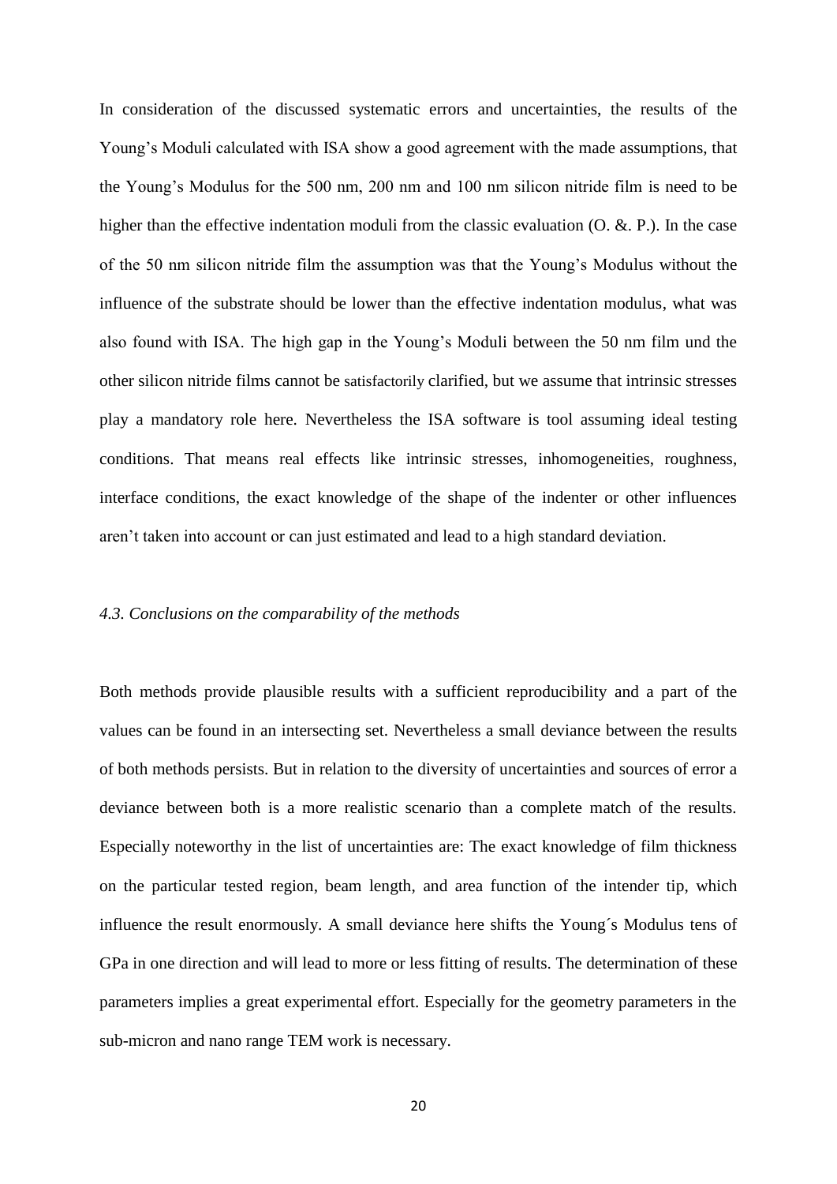In consideration of the discussed systematic errors and uncertainties, the results of the Young's Moduli calculated with ISA show a good agreement with the made assumptions, that the Young's Modulus for the 500 nm, 200 nm and 100 nm silicon nitride film is need to be higher than the effective indentation moduli from the classic evaluation (O. &. P.). In the case of the 50 nm silicon nitride film the assumption was that the Young's Modulus without the influence of the substrate should be lower than the effective indentation modulus, what was also found with ISA. The high gap in the Young's Moduli between the 50 nm film und the other silicon nitride films cannot be satisfactorily clarified, but we assume that intrinsic stresses play a mandatory role here. Nevertheless the ISA software is tool assuming ideal testing conditions. That means real effects like intrinsic stresses, inhomogeneities, roughness, interface conditions, the exact knowledge of the shape of the indenter or other influences aren't taken into account or can just estimated and lead to a high standard deviation.

### *4.3. Conclusions on the comparability of the methods*

Both methods provide plausible results with a sufficient reproducibility and a part of the values can be found in an intersecting set. Nevertheless a small deviance between the results of both methods persists. But in relation to the diversity of uncertainties and sources of error a deviance between both is a more realistic scenario than a complete match of the results. Especially noteworthy in the list of uncertainties are: The exact knowledge of film thickness on the particular tested region, beam length, and area function of the intender tip, which influence the result enormously. A small deviance here shifts the Young´s Modulus tens of GPa in one direction and will lead to more or less fitting of results. The determination of these parameters implies a great experimental effort. Especially for the geometry parameters in the sub-micron and nano range TEM work is necessary.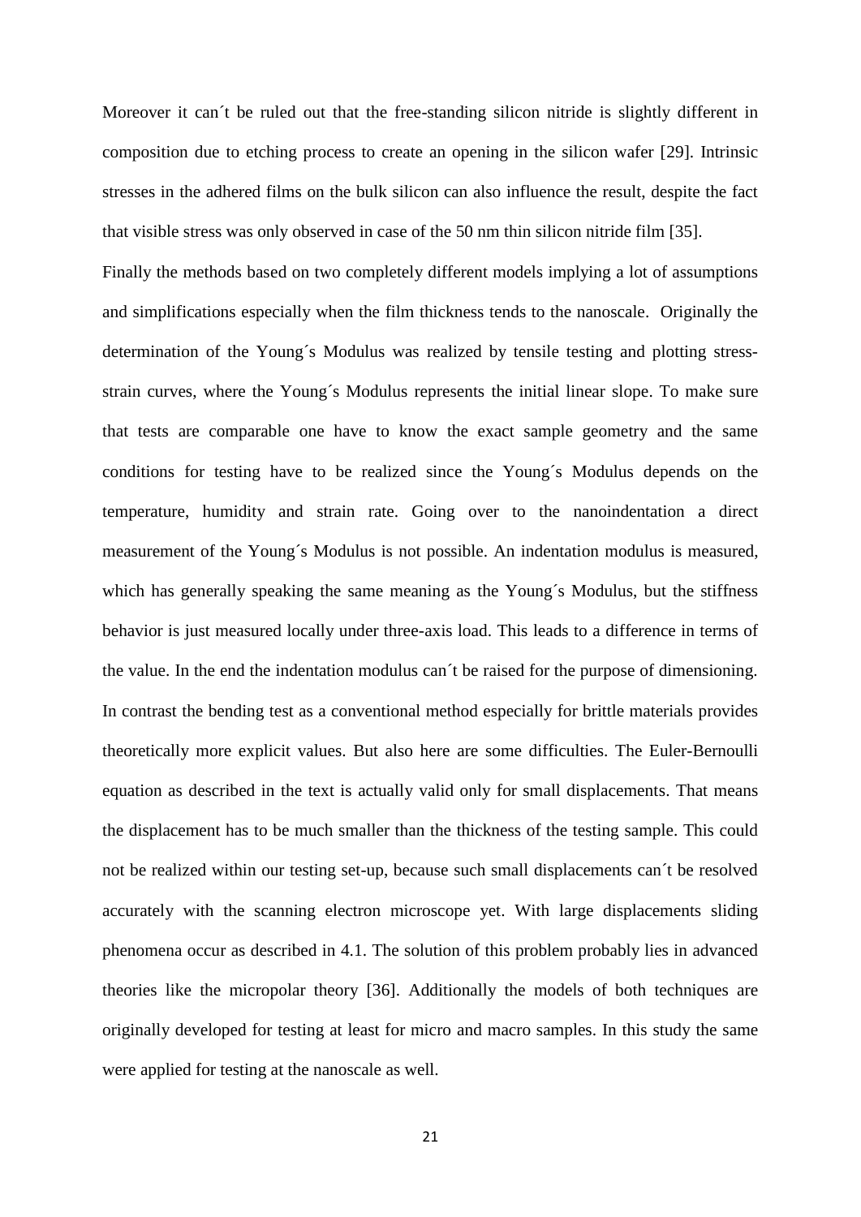Moreover it can´t be ruled out that the free-standing silicon nitride is slightly different in composition due to etching process to create an opening in the silicon wafer [29]. Intrinsic stresses in the adhered films on the bulk silicon can also influence the result, despite the fact that visible stress was only observed in case of the 50 nm thin silicon nitride film [35].

Finally the methods based on two completely different models implying a lot of assumptions and simplifications especially when the film thickness tends to the nanoscale. Originally the determination of the Young´s Modulus was realized by tensile testing and plotting stress-strain curves, where the Young´s Modulus represents the initial linear slope. To make sure that tests are comparable one have to know the exact sample geometry and the same conditions for testing have to be realized since the Young´s Modulus depends on the temperature, humidity and strain rate. Going over to the nanoindentation a direct measurement of the Young´s Modulus is not possible. An indentation modulus is measured, which has generally speaking the same meaning as the Young´s Modulus, but the stiffness behavior is just measured locally under three-axis load. This leads to a difference in terms of the value. In the end the indentation modulus can´t be raised for the purpose of dimensioning. In contrast the bending test as a conventional method especially for brittle materials provides theoretically more explicit values. But also here are some difficulties. The Euler-Bernoulli equation as described in the text is actually valid only for small displacements. That means the displacement has to be much smaller than the thickness of the testing sample. This could not be realized within our testing set-up, because such small displacements can´t be resolved accurately with the scanning electron microscope yet. With large displacements sliding phenomena occur as described in 4.1. The solution of this problem probably lies in advanced theories like the micropolar theory [36]. Additionally the models of both techniques are originally developed for testing at least for micro and macro samples. In this study the same were applied for testing at the nanoscale as well.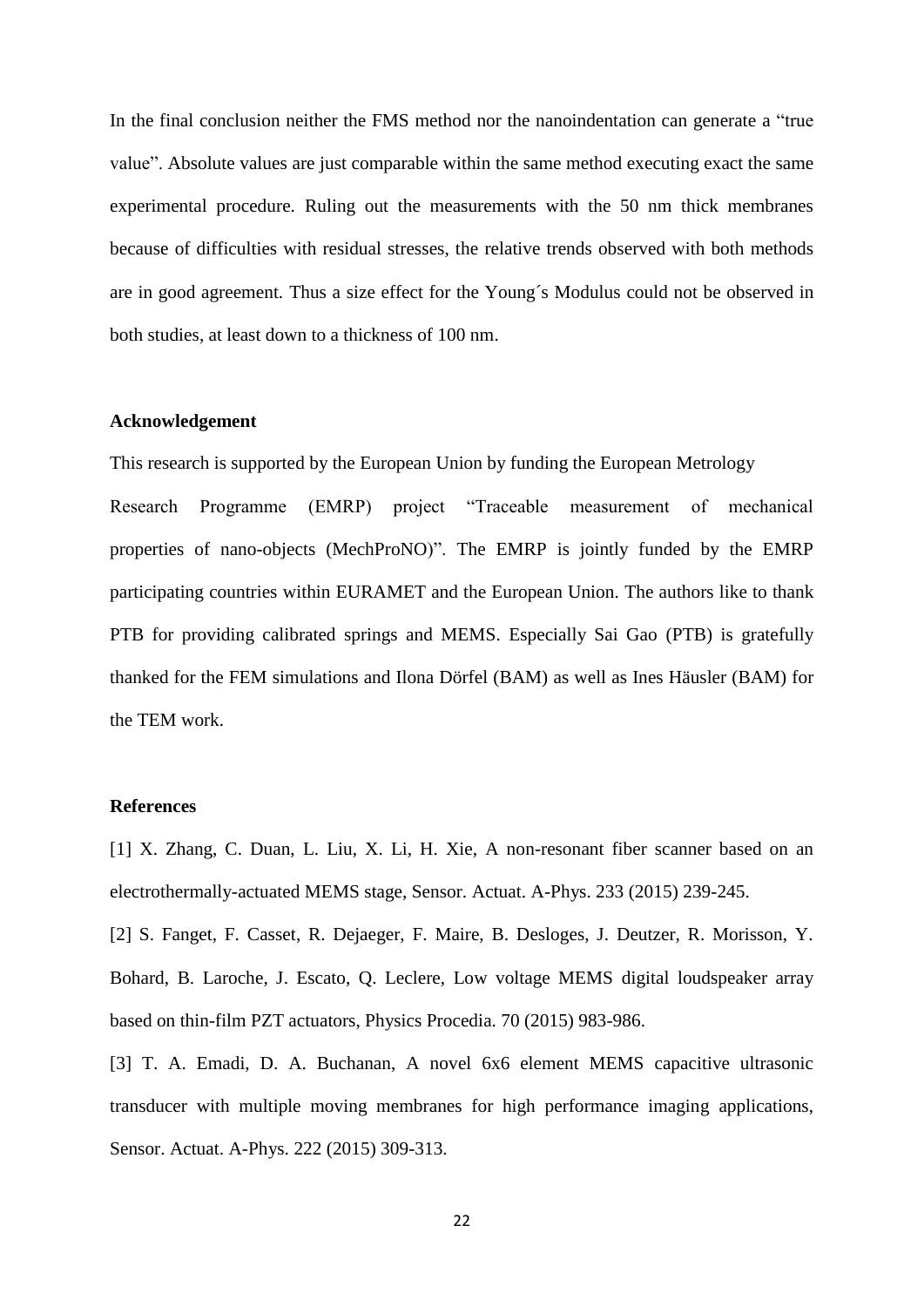In the final conclusion neither the FMS method nor the nanoindentation can generate a "true value". Absolute values are just comparable within the same method executing exact the same experimental procedure. Ruling out the measurements with the 50 nm thick membranes because of difficulties with residual stresses, the relative trends observed with both methods are in good agreement. Thus a size effect for the Young´s Modulus could not be observed in both studies, at least down to a thickness of 100 nm.

**Acknowledgement**

This research is supported by the European Union by funding the European Metrology Research Programme (EMRP) project "Traceable measurement of mechanical properties of nano-objects (MechProNO)". The EMRP is jointly funded by the EMRP participating countries within EURAMET and the European Union. The authors like to thank PTB for providing calibrated springs and MEMS. Especially Sai Gao (PTB) is gratefully thanked for the FEM simulations and Ilona Dörfel (BAM) as well as Ines Häusler (BAM) for the TEM work.

**References**

[1] X. Zhang, C. Duan, L. Liu, X. Li, H. Xie, A non-resonant fiber scanner based on an electrothermally-actuated MEMS stage, Sensor. Actuat. A-Phys. 233 (2015) 239-245.

[2] S. Fanget, F. Casset, R. Dejaeger, F. Maire, B. Desloges, J. Deutzer, R. Morisson, Y. Bohard, B. Laroche, J. Escato, Q. Leclere, Low voltage MEMS digital loudspeaker array based on thin-film PZT actuators, Physics Procedia. 70 (2015) 983-986.

[3] T. A. Emadi, D. A. Buchanan, A novel 6x6 element MEMS capacitive ultrasonic transducer with multiple moving membranes for high performance imaging applications, Sensor. Actuat. A-Phys. 222 (2015) 309-313.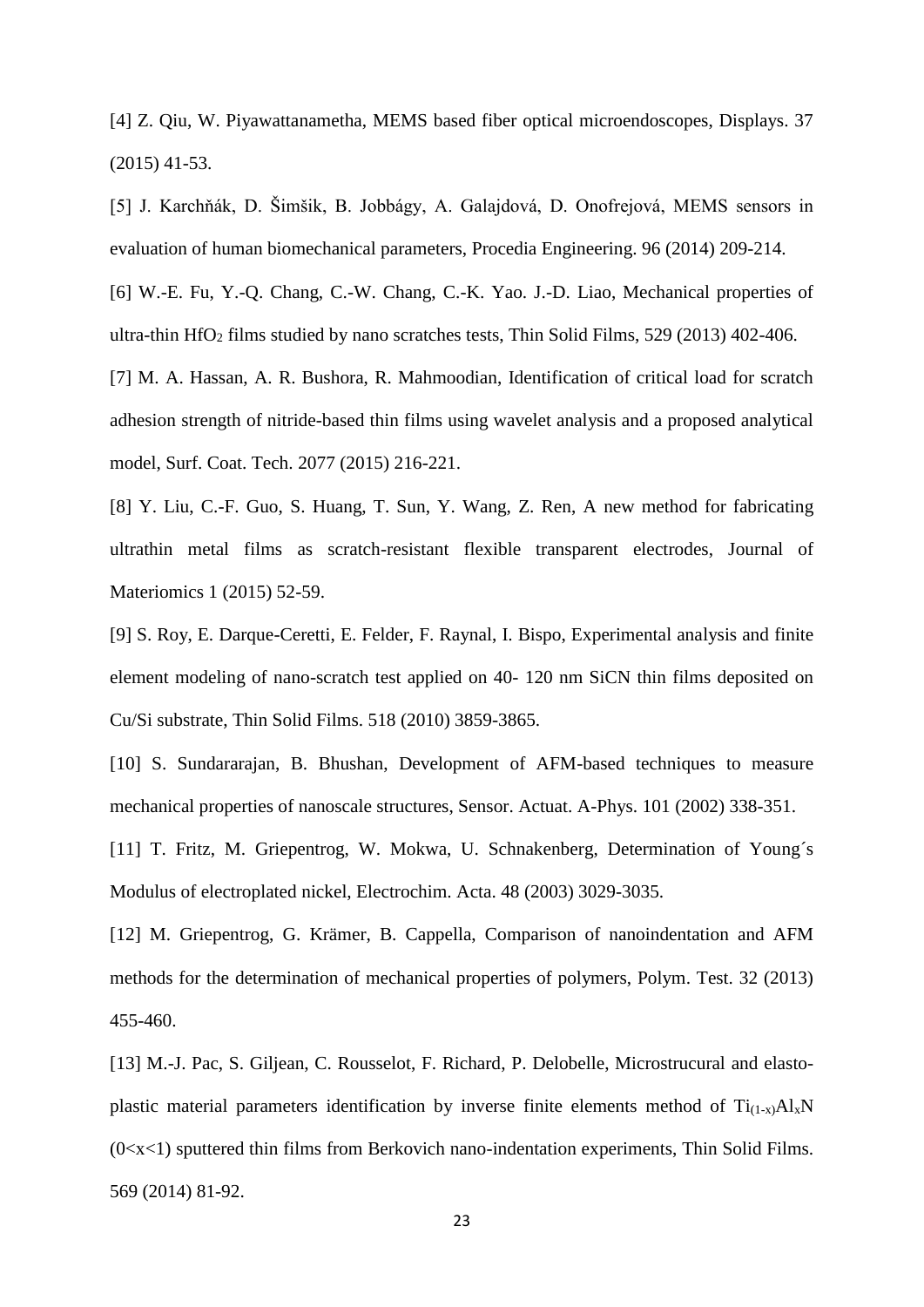[4] Z. Qiu, W. Piyawattanametha, MEMS based fiber optical microendoscopes, Displays. 37 (2015) 41-53.

[5] J. Karchňák, D. Šimšik, B. Jobbágy, A. Galajdová, D. Onofrejová, MEMS sensors in evaluation of human biomechanical parameters, Procedia Engineering. 96 (2014) 209-214.

[6] W.-E. Fu, Y.-Q. Chang, C.-W. Chang, C.-K. Yao. J.-D. Liao, Mechanical properties of ultra-thin $HfO_2$ films studied by nano scratches tests, Thin Solid Films, 529 (2013) 402-406.

[7] M. A. Hassan, A. R. Bushora, R. Mahmoodian, Identification of critical load for scratch adhesion strength of nitride-based thin films using wavelet analysis and a proposed analytical model, Surf. Coat. Tech. 2077 (2015) 216-221.

[8] Y. Liu, C.-F. Guo, S. Huang, T. Sun, Y. Wang, Z. Ren, A new method for fabricating ultrathin metal films as scratch-resistant flexible transparent electrodes, Journal of Materiomics 1 (2015) 52-59.

[9] S. Roy, E. Darque-Ceretti, E. Felder, F. Raynal, I. Bispo, Experimental analysis and finite element modeling of nano-scratch test applied on 40- 120 nm SiCN thin films deposited on Cu/Si substrate, Thin Solid Films. 518 (2010) 3859-3865.

[10] S. Sundararajan, B. Bhushan, Development of AFM-based techniques to measure mechanical properties of nanoscale structures, Sensor. Actuat. A-Phys. 101 (2002) 338-351.

[11] T. Fritz, M. Griepentrog, W. Mokwa, U. Schnakenberg, Determination of Young´s Modulus of electroplated nickel, Electrochim. Acta. 48 (2003) 3029-3035.

[12] M. Griepentrog, G. Krämer, B. Cappella, Comparison of nanoindentation and AFM methods for the determination of mechanical properties of polymers, Polym. Test. 32 (2013) 455-460.

[13] M.-J. Pac, S. Giljean, C. Rousselot, F. Richard, P. Delobelle, Microstrucural and elasto-plastic material parameters identification by inverse finite elements method of $Ti_{(1-x)}Al_xN$ ($0<x<1$) sputtered thin films from Berkovich nano-indentation experiments, Thin Solid Films. 569 (2014) 81-92.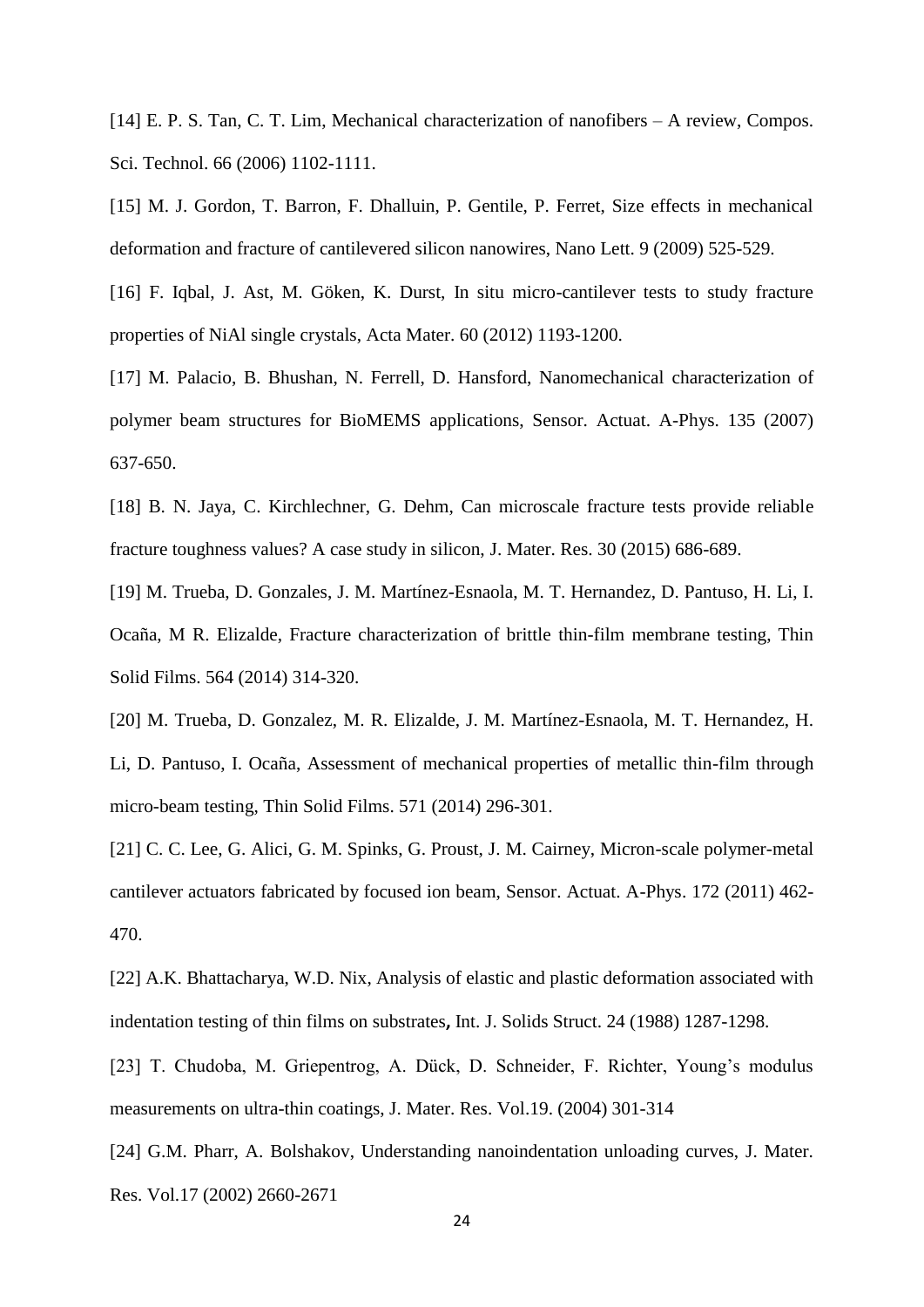[14] E. P. S. Tan, C. T. Lim, Mechanical characterization of nanofibers – A review, Compos. Sci. Technol. 66 (2006) 1102-1111.

[15] M. J. Gordon, T. Barron, F. Dhalluin, P. Gentile, P. Ferret, Size effects in mechanical deformation and fracture of cantilevered silicon nanowires, Nano Lett. 9 (2009) 525-529.

[16] F. Iqbal, J. Ast, M. Göken, K. Durst, In situ micro-cantilever tests to study fracture properties of NiAl single crystals, Acta Mater. 60 (2012) 1193-1200.

[17] M. Palacio, B. Bhushan, N. Ferrell, D. Hansford, Nanomechanical characterization of polymer beam structures for BioMEMS applications, Sensor. Actuat. A-Phys. 135 (2007) 637-650.

[18] B. N. Jaya, C. Kirchlechner, G. Dehm, Can microscale fracture tests provide reliable fracture toughness values? A case study in silicon, J. Mater. Res. 30 (2015) 686-689.

[19] M. Trueba, D. Gonzales, J. M. Martínez-Esnaola, M. T. Hernandez, D. Pantuso, H. Li, I. Ocaña, M R. Elizalde, Fracture characterization of brittle thin-film membrane testing, Thin Solid Films. 564 (2014) 314-320.

[20] M. Trueba, D. Gonzalez, M. R. Elizalde, J. M. Martínez-Esnaola, M. T. Hernandez, H. Li, D. Pantuso, I. Ocaña, Assessment of mechanical properties of metallic thin-film through micro-beam testing, Thin Solid Films. 571 (2014) 296-301.

[21] C. C. Lee, G. Alici, G. M. Spinks, G. Proust, J. M. Cairney, Micron-scale polymer-metal cantilever actuators fabricated by focused ion beam, Sensor. Actuat. A-Phys. 172 (2011) 462-470.

[22] A.K. Bhattacharya, W.D. Nix, Analysis of elastic and plastic deformation associated with indentation testing of thin films on substrates, Int. J. Solids Struct. 24 (1988) 1287-1298.

[23] T. Chudoba, M. Griepentrog, A. Dück, D. Schneider, F. Richter, Young's modulus measurements on ultra-thin coatings, J. Mater. Res. Vol.19. (2004) 301-314

[24] G.M. Pharr, A. Bolshakov, Understanding nanoindentation unloading curves, J. Mater. Res. Vol.17 (2002) 2660-2671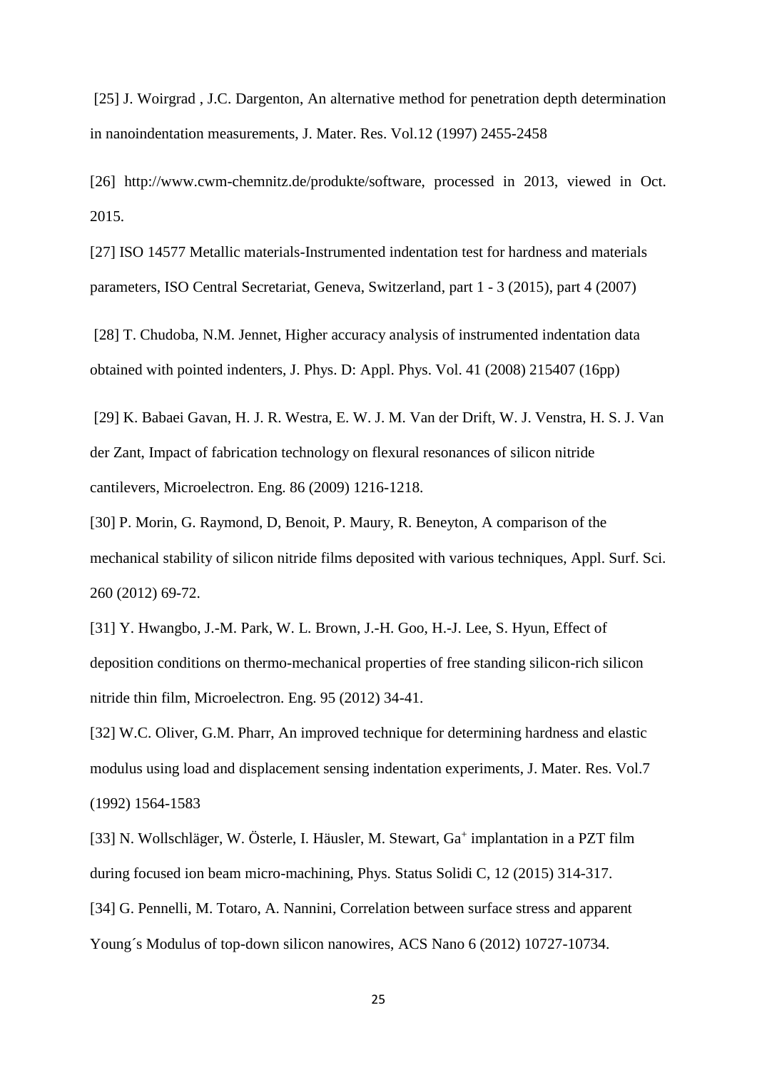[25] J. Woirgrad , J.C. Dargenton, An alternative method for penetration depth determination in nanoindentation measurements, J. Mater. Res. Vol.12 (1997) 2455-2458

[26] http://www.cwm-chemnitz.de/produkte/software, processed in 2013, viewed in Oct. 2015.

[27] ISO 14577 Metallic materials-Instrumented indentation test for hardness and materials parameters, ISO Central Secretariat, Geneva, Switzerland, part 1 - 3 (2015), part 4 (2007)

[28] T. Chudoba, N.M. Jennet, Higher accuracy analysis of instrumented indentation data obtained with pointed indenters, J. Phys. D: Appl. Phys. Vol. 41 (2008) 215407 (16pp)

[29] K. Babaei Gavan, H. J. R. Westra, E. W. J. M. Van der Drift, W. J. Venstra, H. S. J. Van der Zant, Impact of fabrication technology on flexural resonances of silicon nitride cantilevers, Microelectron. Eng. 86 (2009) 1216-1218.

[30] P. Morin, G. Raymond, D, Benoit, P. Maury, R. Beneyton, A comparison of the mechanical stability of silicon nitride films deposited with various techniques, Appl. Surf. Sci. 260 (2012) 69-72.

[31] Y. Hwangbo, J.-M. Park, W. L. Brown, J.-H. Goo, H.-J. Lee, S. Hyun, Effect of deposition conditions on thermo-mechanical properties of free standing silicon-rich silicon nitride thin film, Microelectron. Eng. 95 (2012) 34-41.

[32] W.C. Oliver, G.M. Pharr, An improved technique for determining hardness and elastic modulus using load and displacement sensing indentation experiments, J. Mater. Res. Vol.7 (1992) 1564-1583

[33] N. Wollschläger, W. Österle, I. Häusler, M. Stewart, $Ga^{+}$ implantation in a PZT film during focused ion beam micro-machining, Phys. Status Solidi C, 12 (2015) 314-317.

[34] G. Pennelli, M. Totaro, A. Nannini, Correlation between surface stress and apparent Young´s Modulus of top-down silicon nanowires, ACS Nano 6 (2012) 10727-10734.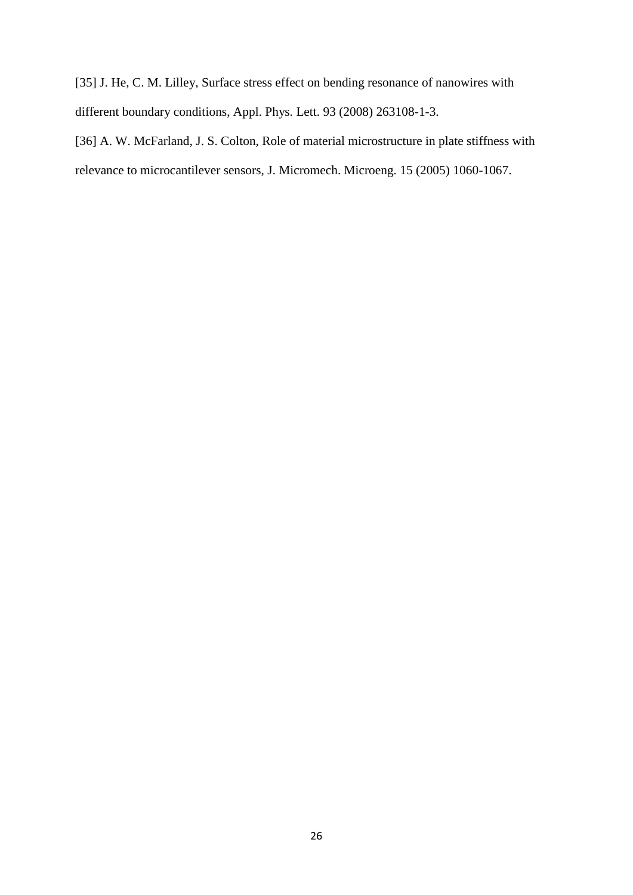[35] J. He, C. M. Lilley, Surface stress effect on bending resonance of nanowires with different boundary conditions, Appl. Phys. Lett. 93 (2008) 263108-1-3.

[36] A. W. McFarland, J. S. Colton, Role of material microstructure in plate stiffness with relevance to microcantilever sensors, J. Micromech. Microeng. 15 (2005) 1060-1067.